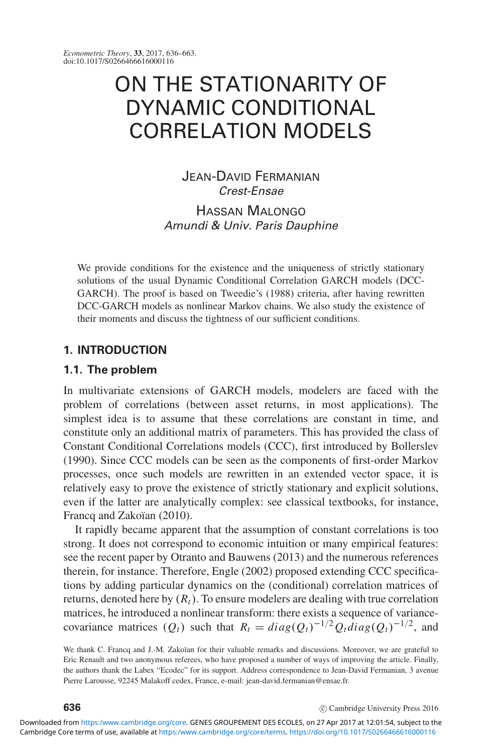# ON THE STATIONARITY OF DYNAMIC CONDITIONAL CORRELATION MODELS

JEAN-DAVID FERMANIAN
*Crest-Ensae*

HASSAN MALONGO
*Amundi & Univ. Paris Dauphine*

We provide conditions for the existence and the uniqueness of strictly stationary solutions of the usual Dynamic Conditional Correlation GARCH models (DCC-GARCH). The proof is based on Tweedie's (1988) criteria, after having rewritten DCC-GARCH models as nonlinear Markov chains. We also study the existence of their moments and discuss the tightness of our sufficient conditions.

## 1. INTRODUCTION

### 1.1. The problem

In multivariate extensions of GARCH models, modelers are faced with the problem of correlations (between asset returns, in most applications). The simplest idea is to assume that these correlations are constant in time, and constitute only an additional matrix of parameters. This has provided the class of Constant Conditional Correlations models (CCC), first introduced by Bollerslev (1990). Since CCC models can be seen as the components of first-order Markov processes, once such models are rewritten in an extended vector space, it is relatively easy to prove the existence of strictly stationary and explicit solutions, even if the latter are analytically complex: see classical textbooks, for instance, Francq and Zakoïan (2010).

It rapidly became apparent that the assumption of constant correlations is too strong. It does not correspond to economic intuition or many empirical features: see the recent paper by Otranto and Bauwens (2013) and the numerous references therein, for instance. Therefore, Engle (2002) proposed extending CCC specifications by adding particular dynamics on the (conditional) correlation matrices of returns, denoted here by $(R_t)$. To ensure modelers are dealing with true correlation matrices, he introduced a nonlinear transform: there exists a sequence of variance-covariance matrices $(Q_t)$ such that $R_t = diag(Q_t)^{-1/2} Q_t diag(Q_t)^{-1/2}$, and

We thank C. Francq and J.-M. Zakoïan for their valuable remarks and discussions. Moreover, we are grateful to Eric Renault and two anonymous referees, who have proposed a number of ways of improving the article. Finally, the authors thank the Labex "Ecodec" for its support. Address correspondence to Jean-David Fermanian, 3 avenue Pierre Larousse, 92245 Malakoff cedex, France, e-mail: jean-david.fermanian@ensae.fr.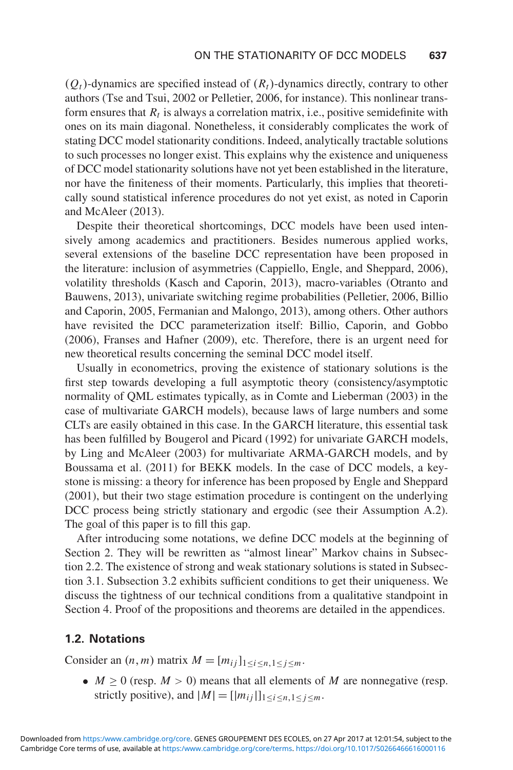$(Q_t)$-dynamics are specified instead of $(R_t)$-dynamics directly, contrary to other authors (Tse and Tsui, 2002 or Pelletier, 2006, for instance). This nonlinear transform ensures that $R_t$ is always a correlation matrix, i.e., positive semidefinite with ones on its main diagonal. Nonetheless, it considerably complicates the work of stating DCC model stationarity conditions. Indeed, analytically tractable solutions to such processes no longer exist. This explains why the existence and uniqueness of DCC model stationarity solutions have not yet been established in the literature, nor have the finiteness of their moments. Particularly, this implies that theoretically sound statistical inference procedures do not yet exist, as noted in Caporin and McAleer (2013).

Despite their theoretical shortcomings, DCC models have been used intensively among academics and practitioners. Besides numerous applied works, several extensions of the baseline DCC representation have been proposed in the literature: inclusion of asymmetries (Cappiello, Engle, and Sheppard, 2006), volatility thresholds (Kasch and Caporin, 2013), macro-variables (Otranto and Bauwens, 2013), univariate switching regime probabilities (Pelletier, 2006, Billio and Caporin, 2005, Fermanian and Malongo, 2013), among others. Other authors have revisited the DCC parameterization itself: Billio, Caporin, and Gobbo (2006), Franses and Hafner (2009), etc. Therefore, there is an urgent need for new theoretical results concerning the seminal DCC model itself.

Usually in econometrics, proving the existence of stationary solutions is the first step towards developing a full asymptotic theory (consistency/asymptotic normality of QML estimates typically, as in Comte and Lieberman (2003) in the case of multivariate GARCH models), because laws of large numbers and some CLTs are easily obtained in this case. In the GARCH literature, this essential task has been fulfilled by Bougerol and Picard (1992) for univariate GARCH models, by Ling and McAleer (2003) for multivariate ARMA-GARCH models, and by Boussama et al. (2011) for BEKK models. In the case of DCC models, a keystone is missing: a theory for inference has been proposed by Engle and Sheppard (2001), but their two stage estimation procedure is contingent on the underlying DCC process being strictly stationary and ergodic (see their Assumption A.2). The goal of this paper is to fill this gap.

After introducing some notations, we define DCC models at the beginning of Section 2. They will be rewritten as "almost linear" Markov chains in Subsection 2.2. The existence of strong and weak stationary solutions is stated in Subsection 3.1. Subsection 3.2 exhibits sufficient conditions to get their uniqueness. We discuss the tightness of our technical conditions from a qualitative standpoint in Section 4. Proof of the propositions and theorems are detailed in the appendices.

### 1.2. Notations

Consider an $(n,m)$ matrix $M = [m_{ij}]_{1 \le i \le n, 1 \le j \le m}$.

- $M \ge 0$ (resp. $M > 0$) means that all elements of $M$ are nonnegative (resp. strictly positive), and $|M| = [|m_{ij}|]_{1 \le i \le n, 1 \le j \le m}$.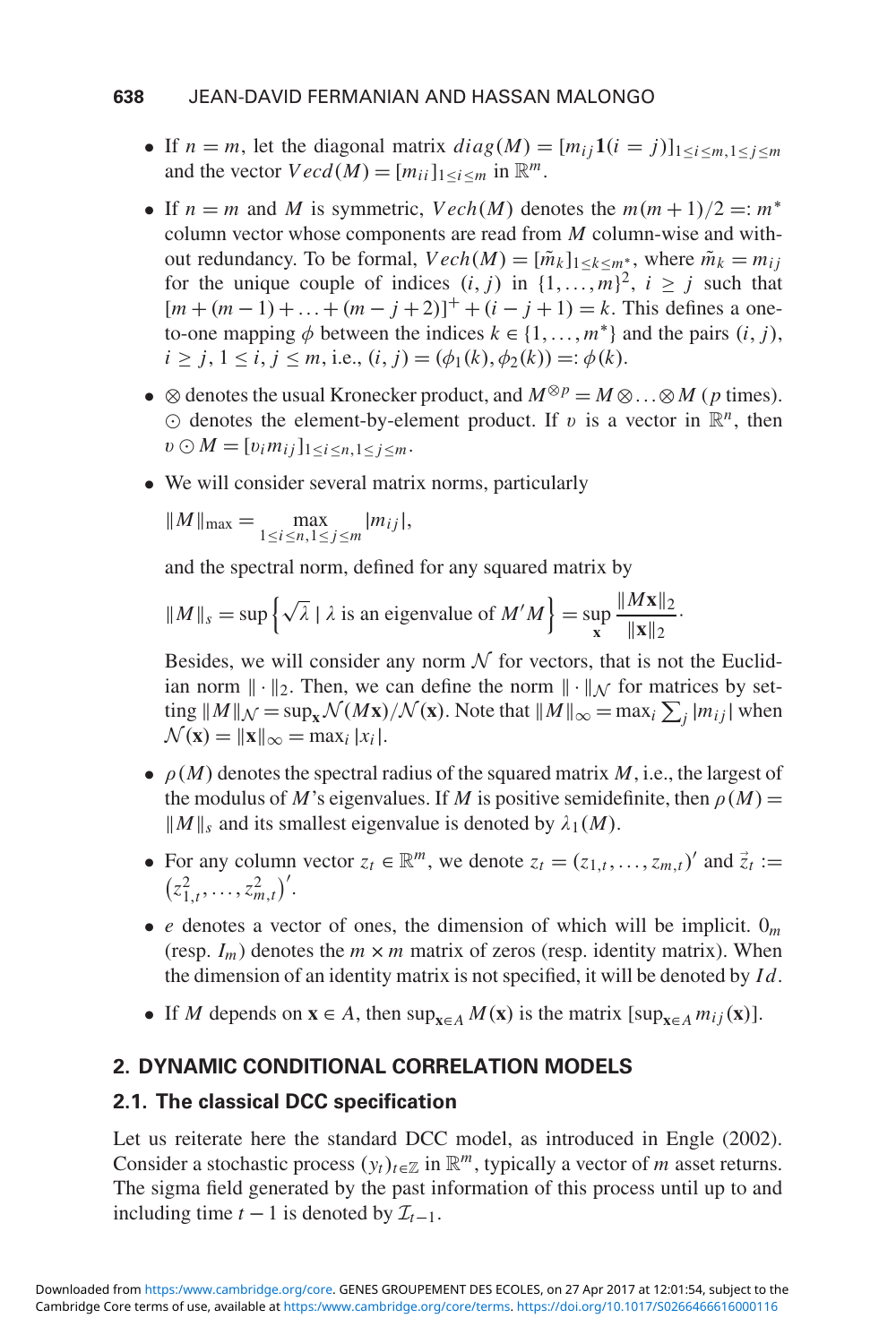- If $n = m$, let the diagonal matrix $diag(M) = [m_{ij}\mathbf{1}(i = j)]_{1 \le i \le m, 1 \le j \le m}$ and the vector $Vecd(M) = [m_{ii}]_{1 \le i \le m}$ in $\mathbb{R}^m$.
- If $n = m$ and $M$ is symmetric, $Vech(M)$ denotes the $m(m+1)/2 =: m^*$ column vector whose components are read from $M$ column-wise and without redundancy. To be formal, $Vech(M) = [\tilde{m}_k]_{1 \le k \le m^*}$, where $\tilde{m}_k = m_{ij}$ for the unique couple of indices $(i, j)$ in $\{1, \ldots, m\}^2$, $i \ge j$ such that $[m + (m-1) + \ldots + (m - j + 2)]^+ + (i - j + 1) = k$. This defines a one-to-one mapping $\phi$ between the indices $k \in \{1, \ldots, m^*\}$ and the pairs $(i, j)$, $i \ge j$, $1 \le i, j \le m$, i.e., $(i, j) = (\phi_1(k), \phi_2(k)) =: \phi(k)$.
- $\otimes$ denotes the usual Kronecker product, and $M^{\otimes p} = M \otimes \ldots \otimes M$ ($p$ times). $\odot$ denotes the element-by-element product. If $\upsilon$ is a vector in $\mathbb{R}^n$, then $\upsilon \odot M = [\upsilon_i m_{ij}]_{1 \le i \le n, 1 \le j \le m}$.
- We will consider several matrix norms, particularly

  $$\|M\|_{\max} = \max_{1 \le i \le n, 1 \le j \le m} |m_{ij}|,$$

  and the spectral norm, defined for any squared matrix by

  $$\|M\|_s = \sup\left\{\sqrt{\lambda} \mid \lambda \text{ is an eigenvalue of } M'M\right\} = \sup_{\mathbf{x}} \frac{\|M\mathbf{x}\|_2}{\|\mathbf{x}\|_2}.$$

  Besides, we will consider any norm $\mathcal{N}$ for vectors, that is not the Euclidian norm $\|\cdot\|_2$. Then, we can define the norm $\|\cdot\|_{\mathcal{N}}$ for matrices by setting $\|M\|_{\mathcal{N}} = \sup_{\mathbf{x}} \mathcal{N}(M\mathbf{x})/\mathcal{N}(\mathbf{x})$. Note that $\|M\|_\infty = \max_i \sum_j |m_{ij}|$ when $\mathcal{N}(\mathbf{x}) = \|\mathbf{x}\|_\infty = \max_i |x_i|$.
- $\rho(M)$ denotes the spectral radius of the squared matrix $M$, i.e., the largest of the modulus of $M$'s eigenvalues. If $M$ is positive semidefinite, then $\rho(M) = \|M\|_s$ and its smallest eigenvalue is denoted by $\lambda_1(M)$.
- For any column vector $z_t \in \mathbb{R}^m$, we denote $z_t = (z_{1,t}, \ldots, z_{m,t})'$ and $\vec{z}_t := \left(z_{1,t}^2, \ldots, z_{m,t}^2\right)'$.
- $e$ denotes a vector of ones, the dimension of which will be implicit. $0_m$ (resp. $I_m$) denotes the $m \times m$ matrix of zeros (resp. identity matrix). When the dimension of an identity matrix is not specified, it will be denoted by $Id$.
- If $M$ depends on $\mathbf{x} \in A$, then $\sup_{\mathbf{x} \in A} M(\mathbf{x})$ is the matrix $[\sup_{\mathbf{x} \in A} m_{ij}(\mathbf{x})]$.

## 2. DYNAMIC CONDITIONAL CORRELATION MODELS

### 2.1. The classical DCC specification

Let us reiterate here the standard DCC model, as introduced in Engle (2002). Consider a stochastic process $(y_t)_{t \in \mathbb{Z}}$ in $\mathbb{R}^m$, typically a vector of $m$ asset returns. The sigma field generated by the past information of this process until up to and including time $t-1$ is denoted by $\mathcal{I}_{t-1}$.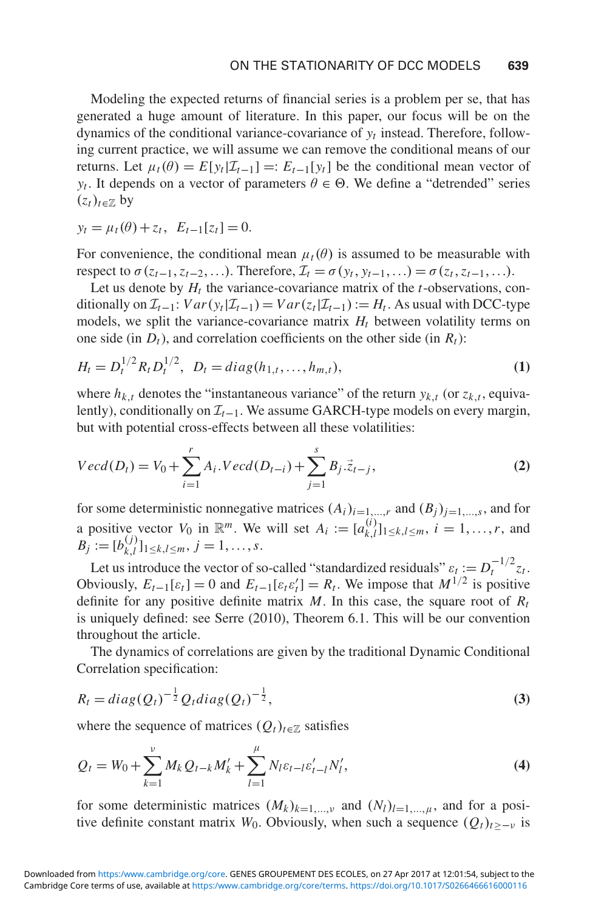Modeling the expected returns of financial series is a problem per se, that has generated a huge amount of literature. In this paper, our focus will be on the dynamics of the conditional variance-covariance of $y_t$ instead. Therefore, following current practice, we will assume we can remove the conditional means of our returns. Let $\mu_t(\theta) = E[y_t|\mathcal{I}_{t-1}] =: E_{t-1}[y_t]$ be the conditional mean vector of $y_t$. It depends on a vector of parameters $\theta \in \Theta$. We define a "detrended" series $(z_t)_{t\in\mathbb{Z}}$ by

$$y_t = \mu_t(\theta) + z_t, \;\; E_{t-1}[z_t] = 0.$$

For convenience, the conditional mean $\mu_t(\theta)$ is assumed to be measurable with respect to $\sigma(z_{t-1}, z_{t-2}, \ldots)$. Therefore, $\mathcal{I}_t = \sigma(y_t, y_{t-1}, \ldots) = \sigma(z_t, z_{t-1}, \ldots)$.

Let us denote by $H_t$ the variance-covariance matrix of the $t$-observations, conditionally on $\mathcal{I}_{t-1}$: $Var(y_t|\mathcal{I}_{t-1}) = Var(z_t|\mathcal{I}_{t-1}) := H_t$. As usual with DCC-type models, we split the variance-covariance matrix $H_t$ between volatility terms on one side (in $D_t$), and correlation coefficients on the other side (in $R_t$):

$$H_t = D_t^{1/2} R_t D_t^{1/2}, \;\; D_t = diag(h_{1,t}, \ldots, h_{m,t}), \tag{1}$$

where $h_{k,t}$ denotes the "instantaneous variance" of the return $y_{k,t}$ (or $z_{k,t}$, equivalently), conditionally on $\mathcal{I}_{t-1}$. We assume GARCH-type models on every margin, but with potential cross-effects between all these volatilities:

$$Vecd(D_t) = V_0 + \sum_{i=1}^{r} A_i . Vecd(D_{t-i}) + \sum_{j=1}^{s} B_j . \vec{z}_{t-j}, \tag{2}$$

for some deterministic nonnegative matrices $(A_i)_{i=1,\ldots,r}$ and $(B_j)_{j=1,\ldots,s}$, and for a positive vector $V_0$ in $\mathbb{R}^m$. We will set $A_i := [a_{k,l}^{(i)}]_{1\le k,l\le m}$, $i = 1, \ldots, r$, and $B_j := [b_{k,l}^{(j)}]_{1\le k,l\le m}$, $j = 1, \ldots, s$.

Let us introduce the vector of so-called "standardized residuals" $\varepsilon_t := D_t^{-1/2} z_t$. Obviously, $E_{t-1}[\varepsilon_t] = 0$ and $E_{t-1}[\varepsilon_t \varepsilon_t'] = R_t$. We impose that $M^{1/2}$ is positive definite for any positive definite matrix $M$. In this case, the square root of $R_t$ is uniquely defined: see Serre (2010), Theorem 6.1. This will be our convention throughout the article.

The dynamics of correlations are given by the traditional Dynamic Conditional Correlation specification:

$$R_t = diag(Q_t)^{-\frac{1}{2}} Q_t diag(Q_t)^{-\frac{1}{2}}, \tag{3}$$

where the sequence of matrices $(Q_t)_{t\in\mathbb{Z}}$ satisfies

$$Q_t = W_0 + \sum_{k=1}^{\nu} M_k Q_{t-k} M_k' + \sum_{l=1}^{\mu} N_l \varepsilon_{t-l} \varepsilon_{t-l}' N_l', \tag{4}$$

for some deterministic matrices $(M_k)_{k=1,\ldots,\nu}$ and $(N_l)_{l=1,\ldots,\mu}$, and for a positive definite constant matrix $W_0$. Obviously, when such a sequence $(Q_t)_{t\ge-\nu}$ is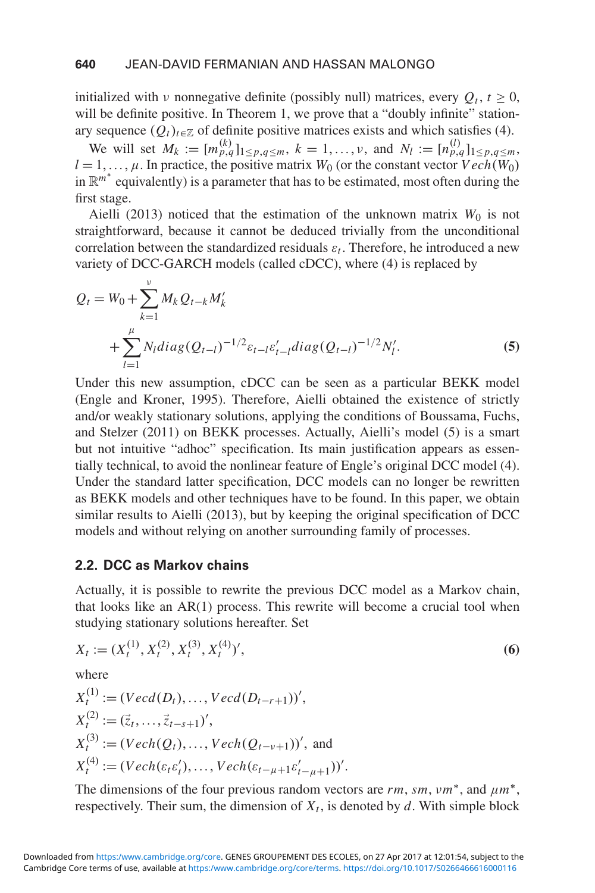initialized with $\nu$ nonnegative definite (possibly null) matrices, every $Q_t$, $t \geq 0$, will be definite positive. In Theorem 1, we prove that a "doubly infinite" stationary sequence $(Q_t)_{t\in\mathbb{Z}}$ of definite positive matrices exists and which satisfies (4).

We will set $M_k := [m^{(k)}_{p,q}]_{1\leq p,q\leq m}$, $k = 1,\ldots,\nu$, and $N_l := [n^{(l)}_{p,q}]_{1\leq p,q\leq m}$, $l = 1,\ldots,\mu$. In practice, the positive matrix $W_0$ (or the constant vector $Vech(W_0)$ in $\mathbb{R}^{m^*}$ equivalently) is a parameter that has to be estimated, most often during the first stage.

Aielli (2013) noticed that the estimation of the unknown matrix $W_0$ is not straightforward, because it cannot be deduced trivially from the unconditional correlation between the standardized residuals $\varepsilon_t$. Therefore, he introduced a new variety of DCC-GARCH models (called cDCC), where (4) is replaced by

$$Q_t = W_0 + \sum_{k=1}^{\nu} M_k Q_{t-k} M_k' + \sum_{l=1}^{\mu} N_l diag(Q_{t-l})^{-1/2} \varepsilon_{t-l}\varepsilon_{t-l}' diag(Q_{t-l})^{-1/2} N_l'. \tag{5}$$

Under this new assumption, cDCC can be seen as a particular BEKK model (Engle and Kroner, 1995). Therefore, Aielli obtained the existence of strictly and/or weakly stationary solutions, applying the conditions of Boussama, Fuchs, and Stelzer (2011) on BEKK processes. Actually, Aielli's model (5) is a smart but not intuitive "adhoc" specification. Its main justification appears as essentially technical, to avoid the nonlinear feature of Engle's original DCC model (4). Under the standard latter specification, DCC models can no longer be rewritten as BEKK models and other techniques have to be found. In this paper, we obtain similar results to Aielli (2013), but by keeping the original specification of DCC models and without relying on another surrounding family of processes.

## 2.2. DCC as Markov chains

Actually, it is possible to rewrite the previous DCC model as a Markov chain, that looks like an AR(1) process. This rewrite will become a crucial tool when studying stationary solutions hereafter. Set

$$X_t := (X_t^{(1)}, X_t^{(2)}, X_t^{(3)}, X_t^{(4)})', \tag{6}$$

where

$X_t^{(1)} := (Vecd(D_t), \ldots, Vecd(D_{t-r+1}))'$,

$X_t^{(2)} := (\vec{z}_t, \ldots, \vec{z}_{t-s+1})'$,

$X_t^{(3)} := (Vech(Q_t), \ldots, Vech(Q_{t-\nu+1}))'$, and

$X_t^{(4)} := (Vech(\varepsilon_t\varepsilon_t'), \ldots, Vech(\varepsilon_{t-\mu+1}\varepsilon_{t-\mu+1}'))'$.

The dimensions of the four previous random vectors are $rm$, $sm$, $\nu m^*$, and $\mu m^*$, respectively. Their sum, the dimension of $X_t$, is denoted by $d$. With simple block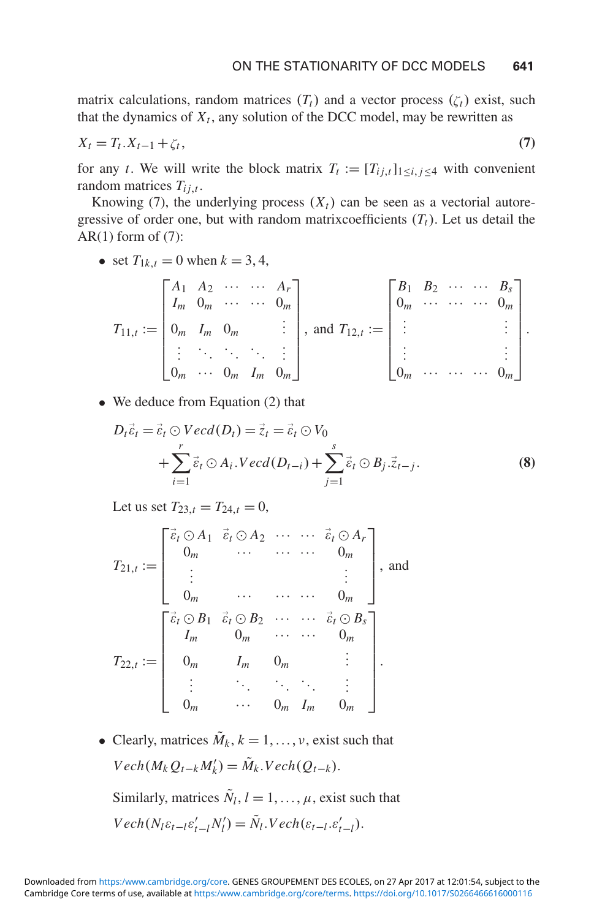matrix calculations, random matrices $(T_t)$ and a vector process $(\zeta_t)$ exist, such that the dynamics of $X_t$, any solution of the DCC model, may be rewritten as

$$X_t = T_t.X_{t-1} + \zeta_t, \tag{7}$$

for any $t$. We will write the block matrix $T_t := [T_{ij,t}]_{1\leq i,j\leq 4}$ with convenient random matrices $T_{ij,t}$.

Knowing (7), the underlying process $(X_t)$ can be seen as a vectorial autoregressive of order one, but with random matrixcoefficients $(T_t)$. Let us detail the AR(1) form of (7):

- set $T_{1k,t} = 0$ when $k = 3, 4$,

$$T_{11,t} := \begin{bmatrix} A_1 & A_2 & \cdots & \cdots & A_r \\ I_m & 0_m & \cdots & \cdots & 0_m \\ 0_m & I_m & 0_m & & \vdots \\ \vdots & \ddots & \ddots & \ddots & \vdots \\ 0_m & \cdots & 0_m & I_m & 0_m \end{bmatrix}, \text{ and } T_{12,t} := \begin{bmatrix} B_1 & B_2 & \cdots & \cdots & B_s \\ 0_m & \cdots & \cdots & \cdots & 0_m \\ \vdots & & & & \vdots \\ \vdots & & & & \vdots \\ 0_m & \cdots & \cdots & \cdots & 0_m \end{bmatrix}.$$

- We deduce from Equation (2) that

$$D_t\vec{\varepsilon}_t = \vec{\varepsilon}_t \odot Vecd(D_t) = \vec{z}_t = \vec{\varepsilon}_t \odot V_0 + \sum_{i=1}^{r} \vec{\varepsilon}_t \odot A_i.Vecd(D_{t-i}) + \sum_{j=1}^{s} \vec{\varepsilon}_t \odot B_j.\vec{z}_{t-j}. \tag{8}$$

  Let us set $T_{23,t} = T_{24,t} = 0$,

$$T_{21,t} := \begin{bmatrix} \vec{\varepsilon}_t \odot A_1 & \vec{\varepsilon}_t \odot A_2 & \cdots & \cdots & \vec{\varepsilon}_t \odot A_r \\ 0_m & \cdots & \cdots & \cdots & 0_m \\ \vdots & & & & \vdots \\ 0_m & \cdots & \cdots & \cdots & 0_m \end{bmatrix}, \text{ and}$$

$$T_{22,t} := \begin{bmatrix} \vec{\varepsilon}_t \odot B_1 & \vec{\varepsilon}_t \odot B_2 & \cdots & \cdots & \vec{\varepsilon}_t \odot B_s \\ I_m & 0_m & \cdots & \cdots & 0_m \\ 0_m & I_m & 0_m & & \vdots \\ \vdots & \ddots & \ddots & \ddots & \vdots \\ 0_m & \cdots & 0_m & I_m & 0_m \end{bmatrix}.$$

- Clearly, matrices $\tilde{M}_k, k = 1, \ldots, \nu$, exist such that

  $Vech(M_k Q_{t-k} M_k') = \tilde{M}_k.Vech(Q_{t-k})$.

  Similarly, matrices $\tilde{N}_l, l = 1, \ldots, \mu$, exist such that

  $Vech(N_l \varepsilon_{t-l}\varepsilon_{t-l}' N_l') = \tilde{N}_l.Vech(\varepsilon_{t-l}.\varepsilon_{t-l}')$.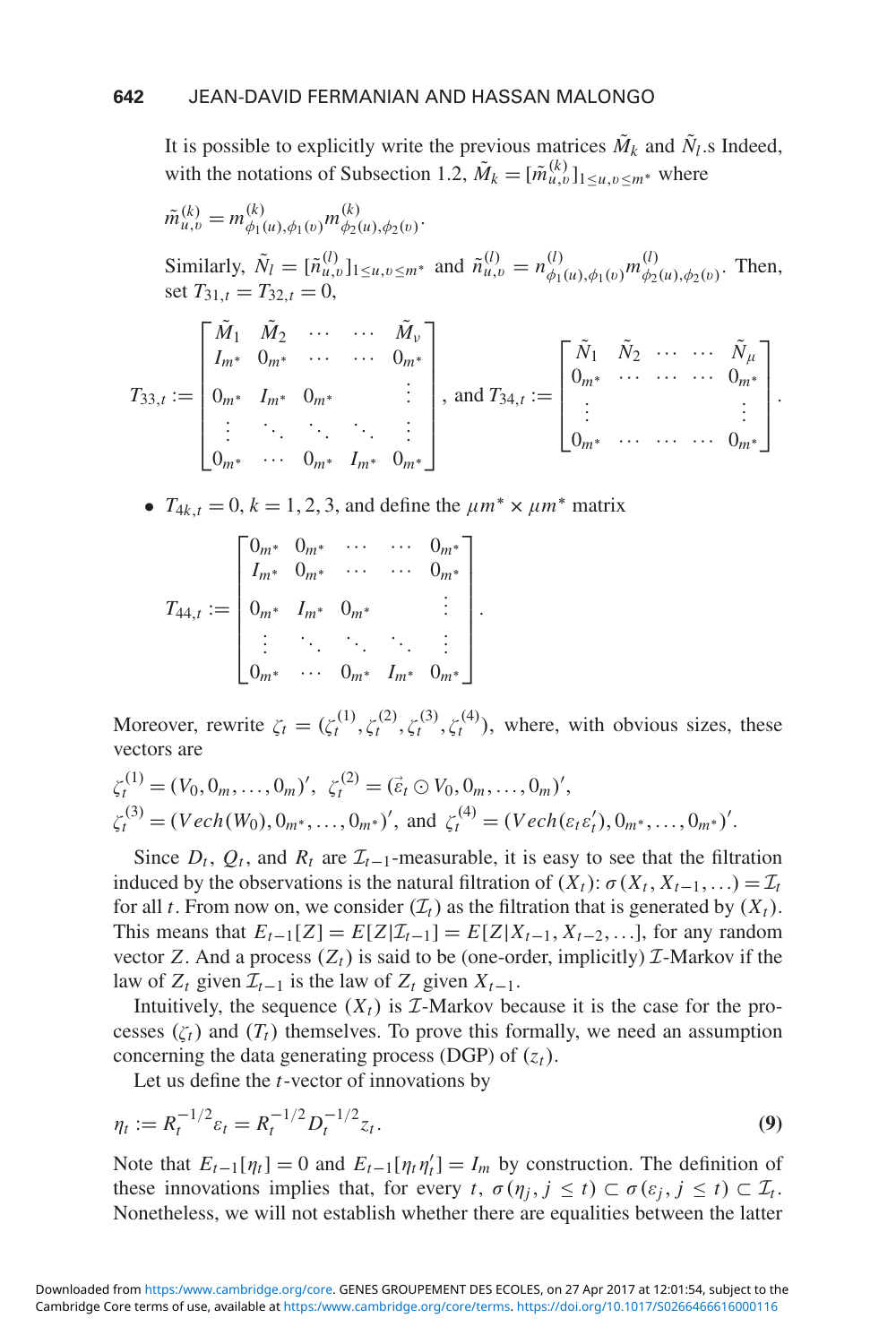It is possible to explicitly write the previous matrices $\tilde{M}_k$ and $\tilde{N}_l$.s Indeed, with the notations of Subsection 1.2, $\tilde{M}_k = [\tilde{m}^{(k)}_{u,v}]_{1\le u,v\le m^*}$ where

$$\tilde{m}^{(k)}_{u,v} = m^{(k)}_{\phi_1(u),\phi_1(v)} m^{(k)}_{\phi_2(u),\phi_2(v)}.$$

Similarly, $\tilde{N}_l = [\tilde{n}^{(l)}_{u,v}]_{1\le u,v\le m^*}$ and $\tilde{n}^{(l)}_{u,v} = n^{(l)}_{\phi_1(u),\phi_1(v)} m^{(l)}_{\phi_2(u),\phi_2(v)}$. Then, set $T_{31,t} = T_{32,t} = 0$,

$$T_{33,t} := \begin{bmatrix} \tilde{M}_1 & \tilde{M}_2 & \cdots & \cdots & \tilde{M}_\nu \\ I_{m^*} & 0_{m^*} & \cdots & \cdots & 0_{m^*} \\ 0_{m^*} & I_{m^*} & 0_{m^*} & & \vdots \\ \vdots & \ddots & \ddots & \ddots & \vdots \\ 0_{m^*} & \cdots & 0_{m^*} & I_{m^*} & 0_{m^*} \end{bmatrix}, \text{ and } T_{34,t} := \begin{bmatrix} \tilde{N}_1 & \tilde{N}_2 & \cdots & \cdots & \tilde{N}_\mu \\ 0_{m^*} & \cdots & \cdots & \cdots & 0_{m^*} \\ \vdots & & & & \vdots \\ 0_{m^*} & \cdots & \cdots & \cdots & 0_{m^*} \end{bmatrix}.$$

- $T_{4k,t} = 0$, $k = 1,2,3$, and define the $\mu m^* \times \mu m^*$ matrix

$$T_{44,t} := \begin{bmatrix} 0_{m^*} & 0_{m^*} & \cdots & \cdots & 0_{m^*} \\ I_{m^*} & 0_{m^*} & \cdots & \cdots & 0_{m^*} \\ 0_{m^*} & I_{m^*} & 0_{m^*} & & \vdots \\ \vdots & \ddots & \ddots & \ddots & \vdots \\ 0_{m^*} & \cdots & 0_{m^*} & I_{m^*} & 0_{m^*} \end{bmatrix}.$$

Moreover, rewrite $\zeta_t = (\zeta_t^{(1)}, \zeta_t^{(2)}, \zeta_t^{(3)}, \zeta_t^{(4)})$, where, with obvious sizes, these vectors are

$$\zeta_t^{(1)} = (V_0, 0_m, \ldots, 0_m)', \ \zeta_t^{(2)} = (\vec{\varepsilon}_t \odot V_0, 0_m, \ldots, 0_m)',$$
$$\zeta_t^{(3)} = (Vech(W_0), 0_{m^*}, \ldots, 0_{m^*})', \text{ and } \zeta_t^{(4)} = (Vech(\varepsilon_t\varepsilon_t'), 0_{m^*}, \ldots, 0_{m^*})'.$$

Since $D_t$, $Q_t$, and $R_t$ are $\mathcal{I}_{t-1}$-measurable, it is easy to see that the filtration induced by the observations is the natural filtration of $(X_t)$: $\sigma(X_t, X_{t-1}, \ldots) = \mathcal{I}_t$ for all $t$. From now on, we consider $(\mathcal{I}_t)$ as the filtration that is generated by $(X_t)$. This means that $E_{t-1}[Z] = E[Z|\mathcal{I}_{t-1}] = E[Z|X_{t-1}, X_{t-2}, \ldots]$, for any random vector $Z$. And a process $(Z_t)$ is said to be (one-order, implicitly) $\mathcal{I}$-Markov if the law of $Z_t$ given $\mathcal{I}_{t-1}$ is the law of $Z_t$ given $X_{t-1}$.

Intuitively, the sequence $(X_t)$ is $\mathcal{I}$-Markov because it is the case for the processes $(\zeta_t)$ and $(T_t)$ themselves. To prove this formally, we need an assumption concerning the data generating process (DGP) of $(z_t)$.

Let us define the $t$-vector of innovations by

$$\eta_t := R_t^{-1/2}\varepsilon_t = R_t^{-1/2} D_t^{-1/2} z_t. \tag{9}$$

Note that $E_{t-1}[\eta_t] = 0$ and $E_{t-1}[\eta_t\eta_t'] = I_m$ by construction. The definition of these innovations implies that, for every $t$, $\sigma(\eta_j, j \le t) \subset \sigma(\varepsilon_j, j \le t) \subset \mathcal{I}_t$. Nonetheless, we will not establish whether there are equalities between the latter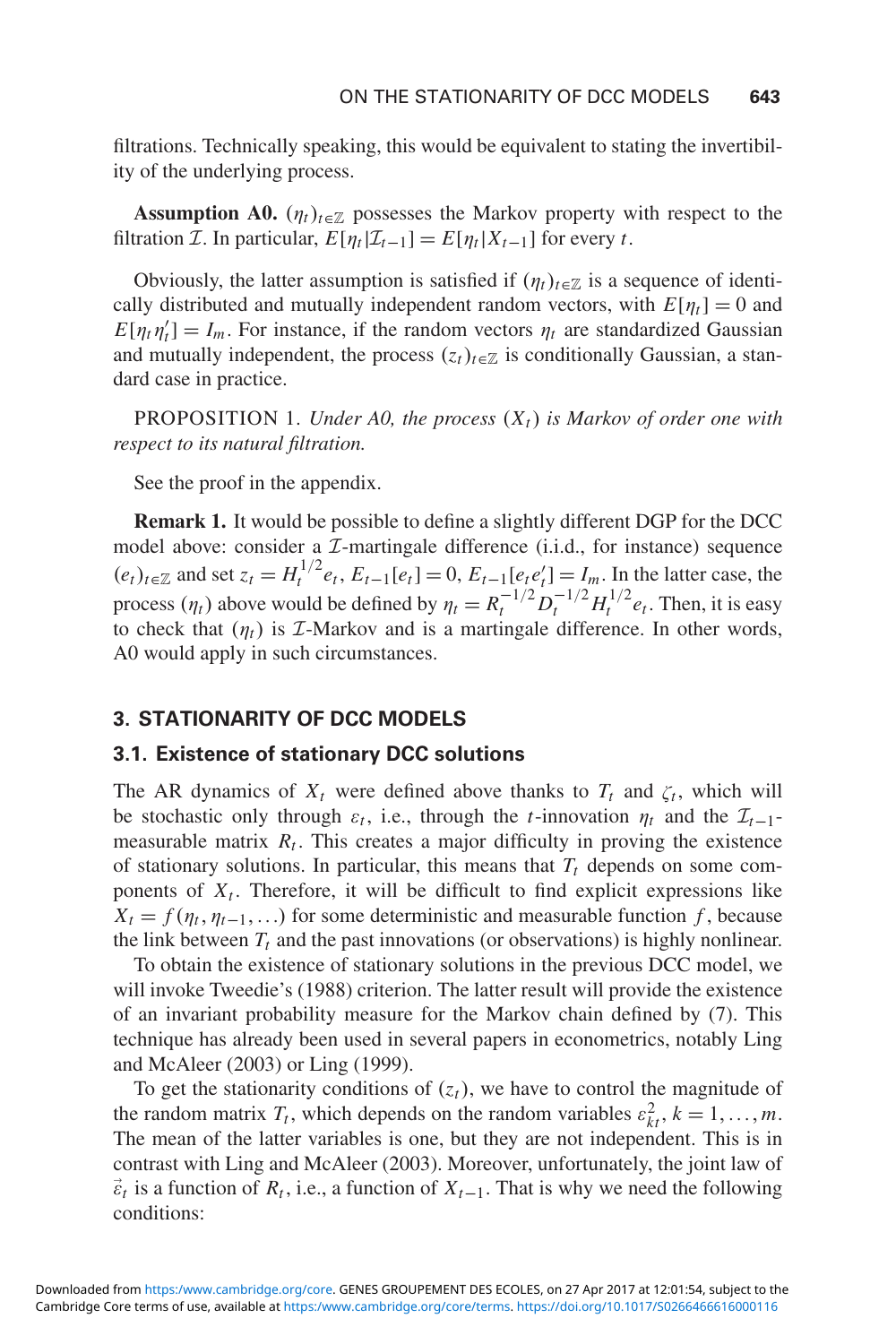filtrations. Technically speaking, this would be equivalent to stating the invertibility of the underlying process.

**Assumption A0.** $(\eta_t)_{t\in\mathbb{Z}}$ possesses the Markov property with respect to the filtration $\mathcal{I}$. In particular, $E[\eta_t|\mathcal{I}_{t-1}] = E[\eta_t|X_{t-1}]$ for every $t$.

Obviously, the latter assumption is satisfied if $(\eta_t)_{t\in\mathbb{Z}}$ is a sequence of identically distributed and mutually independent random vectors, with $E[\eta_t] = 0$ and $E[\eta_t\eta_t'] = I_m$. For instance, if the random vectors $\eta_t$ are standardized Gaussian and mutually independent, the process $(z_t)_{t\in\mathbb{Z}}$ is conditionally Gaussian, a standard case in practice.

PROPOSITION 1. *Under A0, the process $(X_t)$ is Markov of order one with respect to its natural filtration.*

See the proof in the appendix.

**Remark 1.** It would be possible to define a slightly different DGP for the DCC model above: consider a $\mathcal{I}$-martingale difference (i.i.d., for instance) sequence $(e_t)_{t\in\mathbb{Z}}$ and set $z_t = H_t^{1/2}e_t$, $E_{t-1}[e_t] = 0$, $E_{t-1}[e_te_t'] = I_m$. In the latter case, the process $(\eta_t)$ above would be defined by $\eta_t = R_t^{-1/2}D_t^{-1/2}H_t^{1/2}e_t$. Then, it is easy to check that $(\eta_t)$ is $\mathcal{I}$-Markov and is a martingale difference. In other words, A0 would apply in such circumstances.

## 3. STATIONARITY OF DCC MODELS

### 3.1. Existence of stationary DCC solutions

The AR dynamics of $X_t$ were defined above thanks to $T_t$ and $\zeta_t$, which will be stochastic only through $\varepsilon_t$, i.e., through the $t$-innovation $\eta_t$ and the $\mathcal{I}_{t-1}$-measurable matrix $R_t$. This creates a major difficulty in proving the existence of stationary solutions. In particular, this means that $T_t$ depends on some components of $X_t$. Therefore, it will be difficult to find explicit expressions like $X_t = f(\eta_t, \eta_{t-1}, \ldots)$ for some deterministic and measurable function $f$, because the link between $T_t$ and the past innovations (or observations) is highly nonlinear.

To obtain the existence of stationary solutions in the previous DCC model, we will invoke Tweedie's (1988) criterion. The latter result will provide the existence of an invariant probability measure for the Markov chain defined by (7). This technique has already been used in several papers in econometrics, notably Ling and McAleer (2003) or Ling (1999).

To get the stationarity conditions of $(z_t)$, we have to control the magnitude of the random matrix $T_t$, which depends on the random variables $\varepsilon_{kt}^2$, $k = 1, \ldots, m$. The mean of the latter variables is one, but they are not independent. This is in contrast with Ling and McAleer (2003). Moreover, unfortunately, the joint law of $\vec{\varepsilon}_t$ is a function of $R_t$, i.e., a function of $X_{t-1}$. That is why we need the following conditions: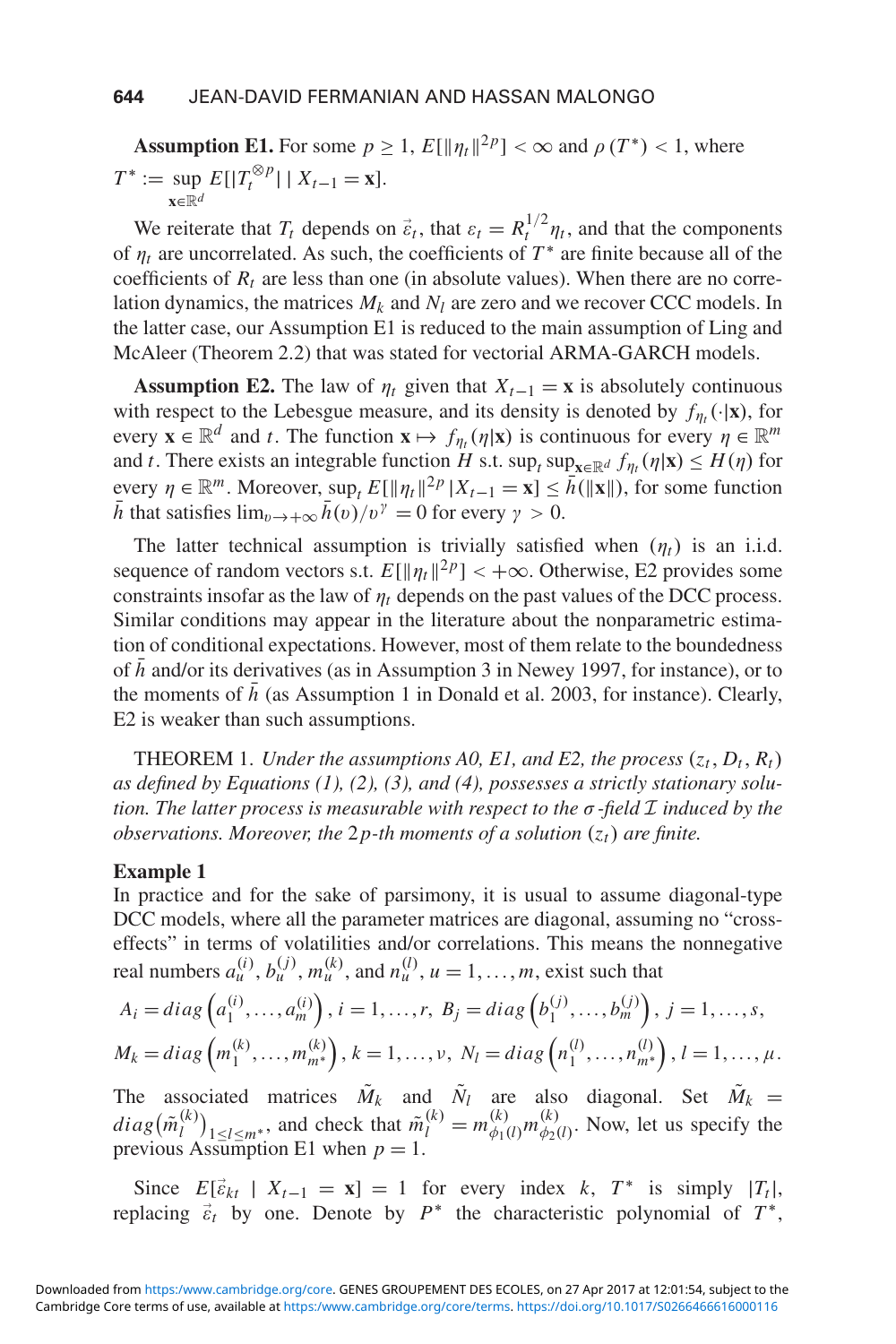**Assumption E1.** For some $p \geq 1$, $E[\|\eta_t\|^{2p}] < \infty$ and $\rho(T^*) < 1$, where $T^* := \sup_{\mathbf{x}\in\mathbb{R}^d} E[|T_t^{\otimes p}| \mid X_{t-1} = \mathbf{x}]$.

We reiterate that $T_t$ depends on $\vec{\varepsilon}_t$, that $\varepsilon_t = R_t^{1/2}\eta_t$, and that the components of $\eta_t$ are uncorrelated. As such, the coefficients of $T^*$ are finite because all of the coefficients of $R_t$ are less than one (in absolute values). When there are no correlation dynamics, the matrices $M_k$ and $N_l$ are zero and we recover CCC models. In the latter case, our Assumption E1 is reduced to the main assumption of Ling and McAleer (Theorem 2.2) that was stated for vectorial ARMA-GARCH models.

**Assumption E2.** The law of $\eta_t$ given that $X_{t-1} = \mathbf{x}$ is absolutely continuous with respect to the Lebesgue measure, and its density is denoted by $f_{\eta_t}(\cdot|\mathbf{x})$, for every $\mathbf{x} \in \mathbb{R}^d$ and $t$. The function $\mathbf{x} \mapsto f_{\eta_t}(\eta|\mathbf{x})$ is continuous for every $\eta \in \mathbb{R}^m$ and $t$. There exists an integrable function $H$ s.t. $\sup_t \sup_{\mathbf{x}\in\mathbb{R}^d} f_{\eta_t}(\eta|\mathbf{x}) \leq H(\eta)$ for every $\eta \in \mathbb{R}^m$. Moreover, $\sup_t E[\|\eta_t\|^{2p} | X_{t-1} = \mathbf{x}] \leq \bar{h}(\|\mathbf{x}\|)$, for some function $\bar{h}$ that satisfies $\lim_{\upsilon\to+\infty} \bar{h}(\upsilon)/\upsilon^{\gamma} = 0$ for every $\gamma > 0$.

The latter technical assumption is trivially satisfied when $(\eta_t)$ is an i.i.d. sequence of random vectors s.t. $E[\|\eta_t\|^{2p}] < +\infty$. Otherwise, E2 provides some constraints insofar as the law of $\eta_t$ depends on the past values of the DCC process. Similar conditions may appear in the literature about the nonparametric estimation of conditional expectations. However, most of them relate to the boundedness of $\bar{h}$ and/or its derivatives (as in Assumption 3 in Newey 1997, for instance), or to the moments of $\bar{h}$ (as Assumption 1 in Donald et al. 2003, for instance). Clearly, E2 is weaker than such assumptions.

THEOREM 1. *Under the assumptions A0, E1, and E2, the process $(z_t, D_t, R_t)$ as defined by Equations (1), (2), (3), and (4), possesses a strictly stationary solution. The latter process is measurable with respect to the $\sigma$-field $\mathcal{I}$ induced by the observations. Moreover, the $2p$-th moments of a solution $(z_t)$ are finite.*

**Example 1**

In practice and for the sake of parsimony, it is usual to assume diagonal-type DCC models, where all the parameter matrices are diagonal, assuming no "cross-effects" in terms of volatilities and/or correlations. This means the nonnegative real numbers $a_u^{(i)}, b_u^{(j)}, m_u^{(k)}$, and $n_u^{(l)}$, $u = 1, \ldots, m$, exist such that

$$A_i = diag\left(a_1^{(i)}, \ldots, a_m^{(i)}\right),\ i = 1, \ldots, r,\ B_j = diag\left(b_1^{(j)}, \ldots, b_m^{(j)}\right),\ j = 1, \ldots, s,$$

$$M_k = diag\left(m_1^{(k)}, \ldots, m_{m^*}^{(k)}\right),\ k = 1, \ldots, \nu,\ N_l = diag\left(n_1^{(l)}, \ldots, n_{m^*}^{(l)}\right),\ l = 1, \ldots, \mu.$$

The associated matrices $\tilde{M}_k$ and $\tilde{N}_l$ are also diagonal. Set $\tilde{M}_k = diag\left(\tilde{m}_l^{(k)}\right)_{1\leq l\leq m^*}$, and check that $\tilde{m}_l^{(k)} = m_{\phi_1(l)}^{(k)} m_{\phi_2(l)}^{(k)}$. Now, let us specify the previous Assumption E1 when $p = 1$.

Since $E[\vec{\varepsilon}_{kt} \mid X_{t-1} = \mathbf{x}] = 1$ for every index $k$, $T^*$ is simply $|T_t|$, replacing $\vec{\varepsilon}_t$ by one. Denote by $P^*$ the characteristic polynomial of $T^*$,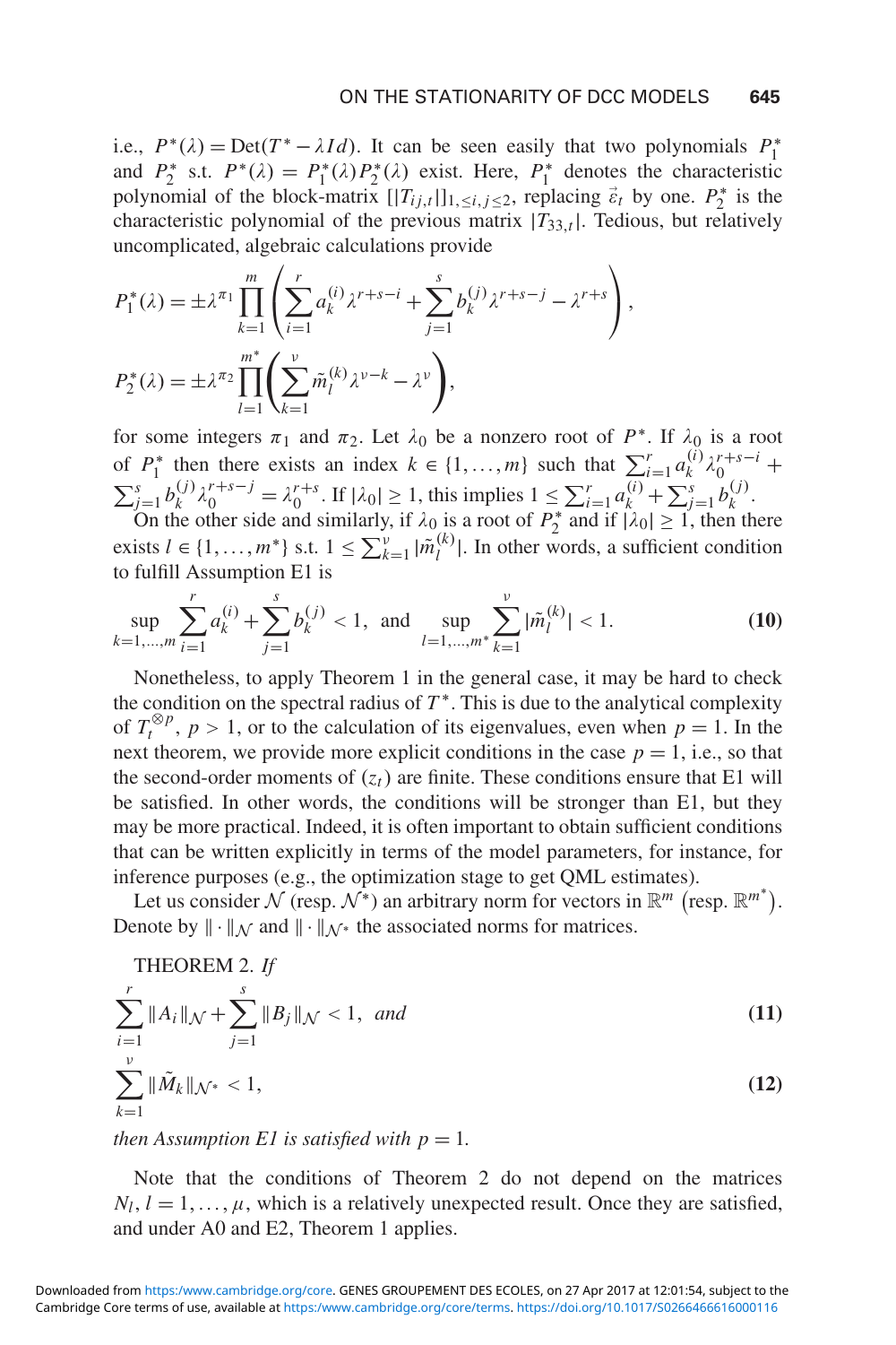i.e., $P^*(\lambda) = \text{Det}(T^* - \lambda Id)$. It can be seen easily that two polynomials $P_1^*$ and $P_2^*$ s.t. $P^*(\lambda) = P_1^*(\lambda)P_2^*(\lambda)$ exist. Here, $P_1^*$ denotes the characteristic polynomial of the block-matrix $[|T_{ij,t}|]_{1,\leq i,j\leq 2}$, replacing $\vec{\varepsilon}_t$ by one. $P_2^*$ is the characteristic polynomial of the previous matrix $|T_{33,t}|$. Tedious, but relatively uncomplicated, algebraic calculations provide

$$
P_1^*(\lambda) = \pm\lambda^{\pi_1}\prod_{k=1}^{m}\left(\sum_{i=1}^{r} a_k^{(i)}\lambda^{r+s-i} + \sum_{j=1}^{s} b_k^{(j)}\lambda^{r+s-j} - \lambda^{r+s}\right),
$$

$$
P_2^*(\lambda) = \pm\lambda^{\pi_2}\prod_{l=1}^{m^*}\left(\sum_{k=1}^{\nu} \tilde{m}_l^{(k)}\lambda^{\nu-k} - \lambda^{\nu}\right),
$$

for some integers $\pi_1$ and $\pi_2$. Let $\lambda_0$ be a nonzero root of $P^*$. If $\lambda_0$ is a root of $P_1^*$ then there exists an index $k \in \{1,\ldots,m\}$ such that $\sum_{i=1}^{r} a_k^{(i)}\lambda_0^{r+s-i} + \sum_{j=1}^{s} b_k^{(j)}\lambda_0^{r+s-j} = \lambda_0^{r+s}$. If $|\lambda_0| \geq 1$, this implies $1 \leq \sum_{i=1}^{r} a_k^{(i)} + \sum_{j=1}^{s} b_k^{(j)}$.

On the other side and similarly, if $\lambda_0$ is a root of $P_2^*$ and if $|\lambda_0| \geq 1$, then there exists $l \in \{1,\ldots,m^*\}$ s.t. $1 \leq \sum_{k=1}^{\nu} |\tilde{m}_l^{(k)}|$. In other words, a sufficient condition to fulfill Assumption E1 is

$$
\sup_{k=1,\ldots,m}\sum_{i=1}^{r} a_k^{(i)} + \sum_{j=1}^{s} b_k^{(j)} < 1, \text{ and } \sup_{l=1,\ldots,m^*}\sum_{k=1}^{\nu} |\tilde{m}_l^{(k)}| < 1. \quad \textbf{(10)}
$$

Nonetheless, to apply Theorem 1 in the general case, it may be hard to check the condition on the spectral radius of $T^*$. This is due to the analytical complexity of $T_t^{\otimes p}$, $p > 1$, or to the calculation of its eigenvalues, even when $p = 1$. In the next theorem, we provide more explicit conditions in the case $p = 1$, i.e., so that the second-order moments of $(z_t)$ are finite. These conditions ensure that E1 will be satisfied. In other words, the conditions will be stronger than E1, but they may be more practical. Indeed, it is often important to obtain sufficient conditions that can be written explicitly in terms of the model parameters, for instance, for inference purposes (e.g., the optimization stage to get QML estimates).

Let us consider $\mathcal{N}$ (resp. $\mathcal{N}^*$) an arbitrary norm for vectors in $\mathbb{R}^m$ (resp. $\mathbb{R}^{m^*}$). Denote by $\|\cdot\|_{\mathcal{N}}$ and $\|\cdot\|_{\mathcal{N}^*}$ the associated norms for matrices.

THEOREM 2. *If*

$$
\sum_{i=1}^{r} \|A_i\|_{\mathcal{N}} + \sum_{j=1}^{s} \|B_j\|_{\mathcal{N}} < 1, \text{ and} \quad \textbf{(11)}
$$

$$
\sum_{k=1}^{\nu} \|\tilde{M}_k\|_{\mathcal{N}^*} < 1, \quad \textbf{(12)}
$$

*then Assumption E1 is satisfied with* $p = 1$.

Note that the conditions of Theorem 2 do not depend on the matrices $N_l$, $l = 1,\ldots,\mu$, which is a relatively unexpected result. Once they are satisfied, and under A0 and E2, Theorem 1 applies.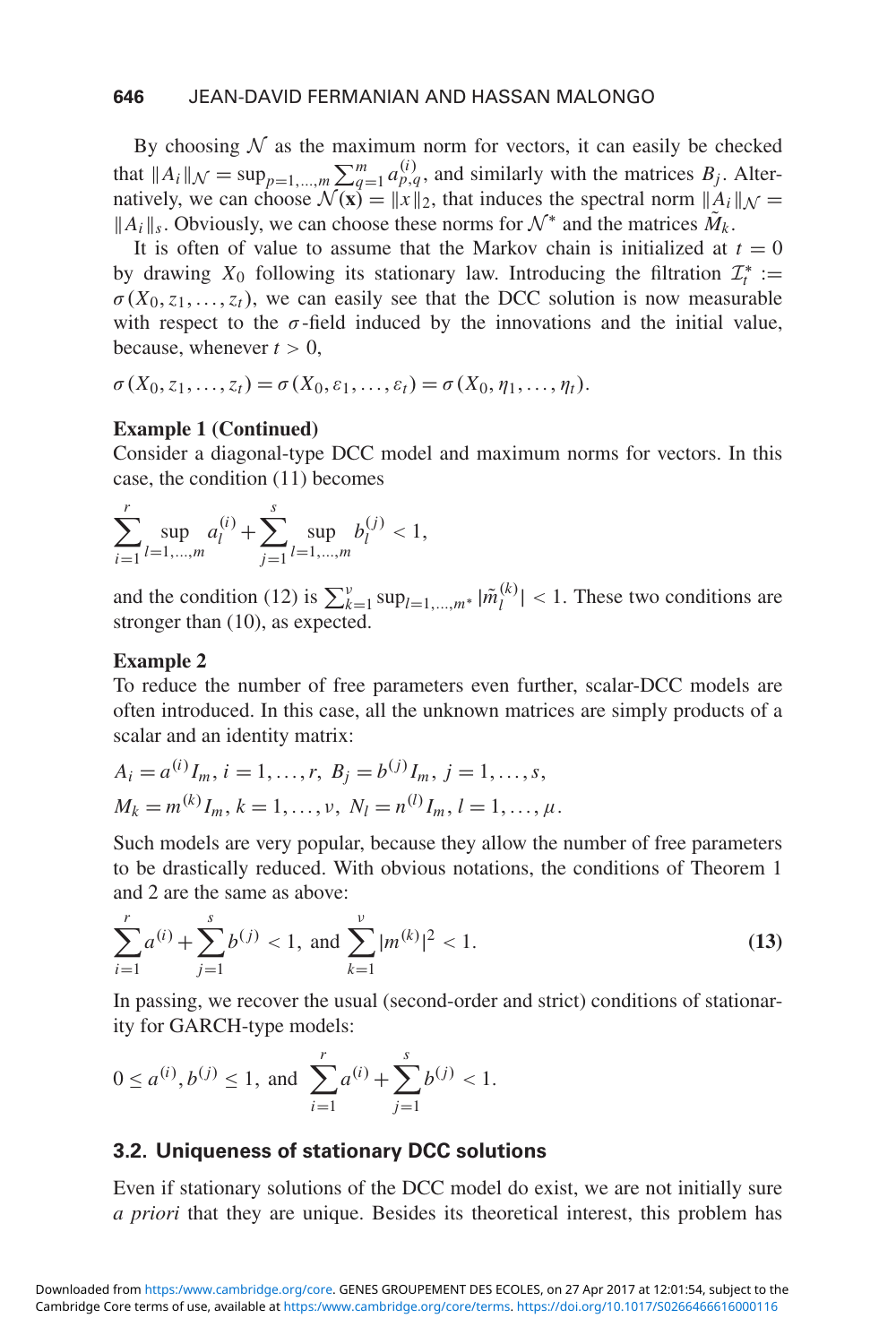By choosing $\mathcal{N}$ as the maximum norm for vectors, it can easily be checked that $\|A_i\|_{\mathcal{N}} = \sup_{p=1,\ldots,m} \sum_{q=1}^{m} a_{p,q}^{(i)}$, and similarly with the matrices $B_j$. Alternatively, we can choose $\mathcal{N}(\mathbf{x}) = \|x\|_2$, that induces the spectral norm $\|A_i\|_{\mathcal{N}} = \|A_i\|_s$. Obviously, we can choose these norms for $\mathcal{N}^*$ and the matrices $\tilde{M}_k$.

It is often of value to assume that the Markov chain is initialized at $t = 0$ by drawing $X_0$ following its stationary law. Introducing the filtration $\mathcal{I}_t^* := \sigma(X_0, z_1, \ldots, z_t)$, we can easily see that the DCC solution is now measurable with respect to the $\sigma$-field induced by the innovations and the initial value, because, whenever $t > 0$,

$$\sigma(X_0, z_1, \ldots, z_t) = \sigma(X_0, \varepsilon_1, \ldots, \varepsilon_t) = \sigma(X_0, \eta_1, \ldots, \eta_t).$$

**Example 1 (Continued)**
Consider a diagonal-type DCC model and maximum norms for vectors. In this case, the condition (11) becomes

$$\sum_{i=1}^{r} \sup_{l=1,\ldots,m} a_l^{(i)} + \sum_{j=1}^{s} \sup_{l=1,\ldots,m} b_l^{(j)} < 1,$$

and the condition (12) is $\sum_{k=1}^{\nu} \sup_{l=1,\ldots,m^*} |\tilde{m}_l^{(k)}| < 1$. These two conditions are stronger than (10), as expected.

**Example 2**
To reduce the number of free parameters even further, scalar-DCC models are often introduced. In this case, all the unknown matrices are simply products of a scalar and an identity matrix:

$$A_i = a^{(i)} I_m,\ i = 1, \ldots, r,\ B_j = b^{(j)} I_m,\ j = 1, \ldots, s,$$
$$M_k = m^{(k)} I_m,\ k = 1, \ldots, \nu,\ N_l = n^{(l)} I_m,\ l = 1, \ldots, \mu.$$

Such models are very popular, because they allow the number of free parameters to be drastically reduced. With obvious notations, the conditions of Theorem 1 and 2 are the same as above:

$$\sum_{i=1}^{r} a^{(i)} + \sum_{j=1}^{s} b^{(j)} < 1, \text{ and } \sum_{k=1}^{\nu} |m^{(k)}|^2 < 1. \tag{13}$$

In passing, we recover the usual (second-order and strict) conditions of stationarity for GARCH-type models:

$$0 \le a^{(i)}, b^{(j)} \le 1, \text{ and } \sum_{i=1}^{r} a^{(i)} + \sum_{j=1}^{s} b^{(j)} < 1.$$

## 3.2. Uniqueness of stationary DCC solutions

Even if stationary solutions of the DCC model do exist, we are not initially sure *a priori* that they are unique. Besides its theoretical interest, this problem has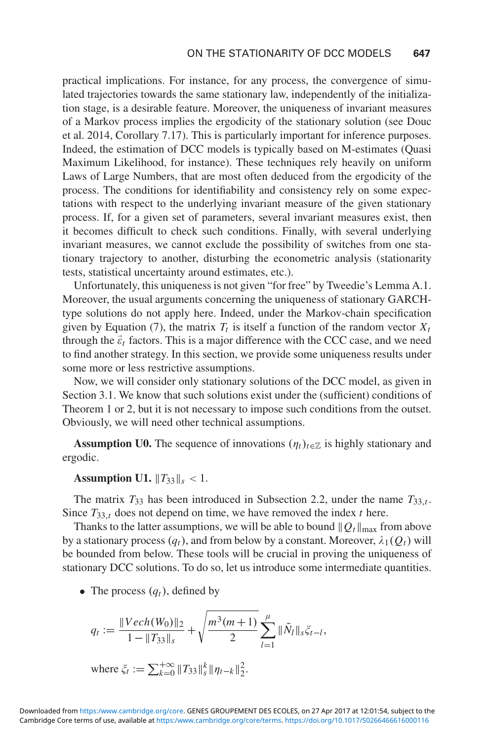practical implications. For instance, for any process, the convergence of simulated trajectories towards the same stationary law, independently of the initialization stage, is a desirable feature. Moreover, the uniqueness of invariant measures of a Markov process implies the ergodicity of the stationary solution (see Douc et al. 2014, Corollary 7.17). This is particularly important for inference purposes. Indeed, the estimation of DCC models is typically based on M-estimates (Quasi Maximum Likelihood, for instance). These techniques rely heavily on uniform Laws of Large Numbers, that are most often deduced from the ergodicity of the process. The conditions for identifiability and consistency rely on some expectations with respect to the underlying invariant measure of the given stationary process. If, for a given set of parameters, several invariant measures exist, then it becomes difficult to check such conditions. Finally, with several underlying invariant measures, we cannot exclude the possibility of switches from one stationary trajectory to another, disturbing the econometric analysis (stationarity tests, statistical uncertainty around estimates, etc.).

Unfortunately, this uniqueness is not given "for free" by Tweedie's Lemma A.1. Moreover, the usual arguments concerning the uniqueness of stationary GARCH-type solutions do not apply here. Indeed, under the Markov-chain specification given by Equation (7), the matrix $T_t$ is itself a function of the random vector $X_t$ through the $\vec{\varepsilon}_t$ factors. This is a major difference with the CCC case, and we need to find another strategy. In this section, we provide some uniqueness results under some more or less restrictive assumptions.

Now, we will consider only stationary solutions of the DCC model, as given in Section 3.1. We know that such solutions exist under the (sufficient) conditions of Theorem 1 or 2, but it is not necessary to impose such conditions from the outset. Obviously, we will need other technical assumptions.

**Assumption U0.** The sequence of innovations $(\eta_t)_{t\in\mathbb{Z}}$ is highly stationary and ergodic.

**Assumption U1.** $\|T_{33}\|_s < 1$.

The matrix $T_{33}$ has been introduced in Subsection 2.2, under the name $T_{33,t}$. Since $T_{33,t}$ does not depend on time, we have removed the index $t$ here.

Thanks to the latter assumptions, we will be able to bound $\|Q_t\|_{\max}$ from above by a stationary process $(q_t)$, and from below by a constant. Moreover, $\lambda_1(Q_t)$ will be bounded from below. These tools will be crucial in proving the uniqueness of stationary DCC solutions. To do so, let us introduce some intermediate quantities.

- The process $(q_t)$, defined by

$$
q_t := \frac{\|Vech(W_0)\|_2}{1 - \|T_{33}\|_s} + \sqrt{\frac{m^3(m+1)}{2}} \sum_{l=1}^{\mu} \|\tilde{N}_l\|_s \xi_{t-l},
$$

where $\xi_t := \sum_{k=0}^{+\infty} \|T_{33}\|_s^k \|\eta_{t-k}\|_2^2$.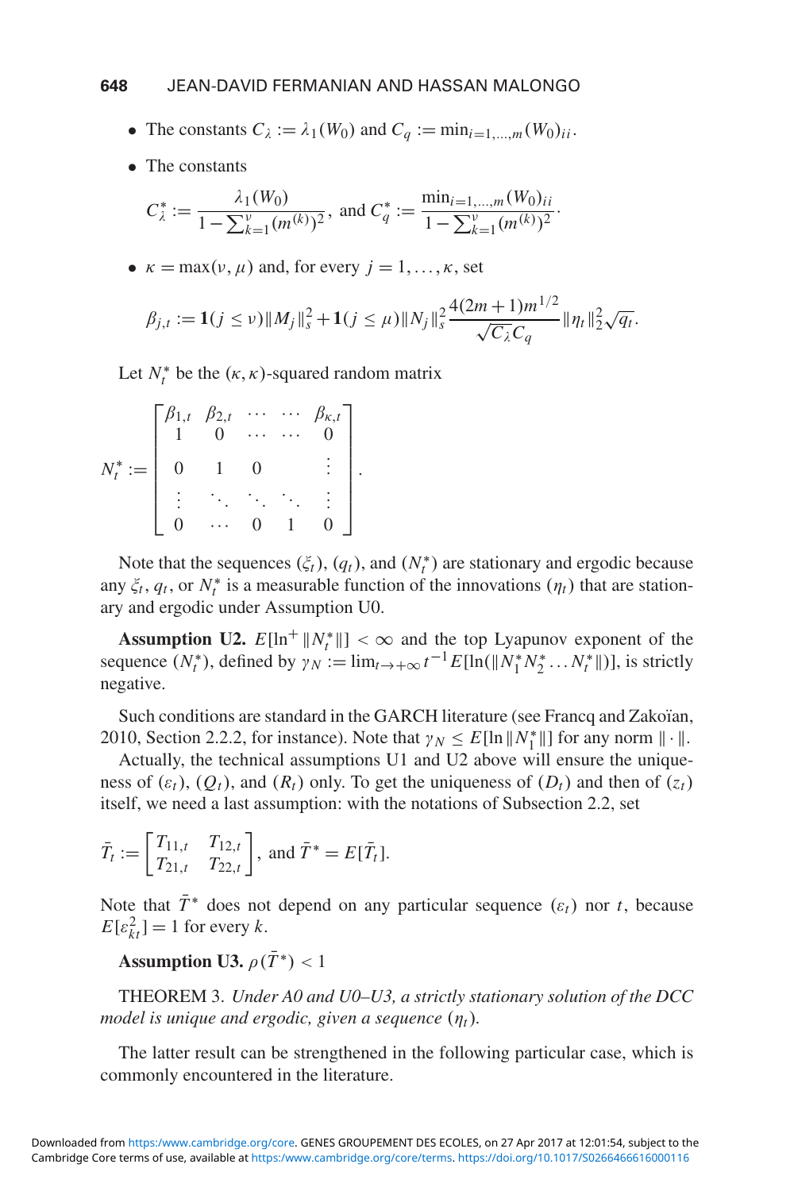- The constants $C_\lambda := \lambda_1(W_0)$ and $C_q := \min_{i=1,\ldots,m}(W_0)_{ii}$.
- The constants

$$C_\lambda^* := \frac{\lambda_1(W_0)}{1-\sum_{k=1}^{\nu}(m^{(k)})^2}, \text{ and } C_q^* := \frac{\min_{i=1,\ldots,m}(W_0)_{ii}}{1-\sum_{k=1}^{\nu}(m^{(k)})^2}.$$

- $\kappa = \max(\nu,\mu)$ and, for every $j = 1,\ldots,\kappa$, set

$$\beta_{j,t} := \mathbf{1}(j \le \nu)\|M_j\|_s^2 + \mathbf{1}(j \le \mu)\|N_j\|_s^2 \frac{4(2m+1)m^{1/2}}{\sqrt{C_\lambda}C_q}\|\eta_t\|_2^2\sqrt{q_t}.$$

Let $N_t^*$ be the $(\kappa,\kappa)$-squared random matrix

$$N_t^* := \begin{bmatrix} \beta_{1,t} & \beta_{2,t} & \cdots & \cdots & \beta_{\kappa,t} \\ 1 & 0 & \cdots & \cdots & 0 \\ 0 & 1 & 0 & & \vdots \\ \vdots & \ddots & \ddots & \ddots & \vdots \\ 0 & \cdots & 0 & 1 & 0 \end{bmatrix}.$$

Note that the sequences $(\xi_t)$, $(q_t)$, and $(N_t^*)$ are stationary and ergodic because any $\xi_t$, $q_t$, or $N_t^*$ is a measurable function of the innovations $(\eta_t)$ that are stationary and ergodic under Assumption U0.

**Assumption U2.** $E[\ln^+\|N_t^*\|] < \infty$ and the top Lyapunov exponent of the sequence $(N_t^*)$, defined by $\gamma_N := \lim_{t\to+\infty} t^{-1}E[\ln(\|N_1^*N_2^*\ldots N_t^*\|)]$, is strictly negative.

Such conditions are standard in the GARCH literature (see Francq and Zakoïan, 2010, Section 2.2.2, for instance). Note that $\gamma_N \le E[\ln\|N_1^*\|]$ for any norm $\|\cdot\|$.

Actually, the technical assumptions U1 and U2 above will ensure the uniqueness of $(\varepsilon_t)$, $(Q_t)$, and $(R_t)$ only. To get the uniqueness of $(D_t)$ and then of $(z_t)$ itself, we need a last assumption: with the notations of Subsection 2.2, set

$$\bar{T}_t := \begin{bmatrix} T_{11,t} & T_{12,t} \\ T_{21,t} & T_{22,t} \end{bmatrix}, \text{ and } \bar{T}^* = E[\bar{T}_t].$$

Note that $\bar{T}^*$ does not depend on any particular sequence $(\varepsilon_t)$ nor $t$, because $E[\varepsilon_{kt}^2] = 1$ for every $k$.

**Assumption U3.** $\rho(\bar{T}^*) < 1$

THEOREM 3. *Under A0 and U0–U3, a strictly stationary solution of the DCC model is unique and ergodic, given a sequence $(\eta_t)$.*

The latter result can be strengthened in the following particular case, which is commonly encountered in the literature.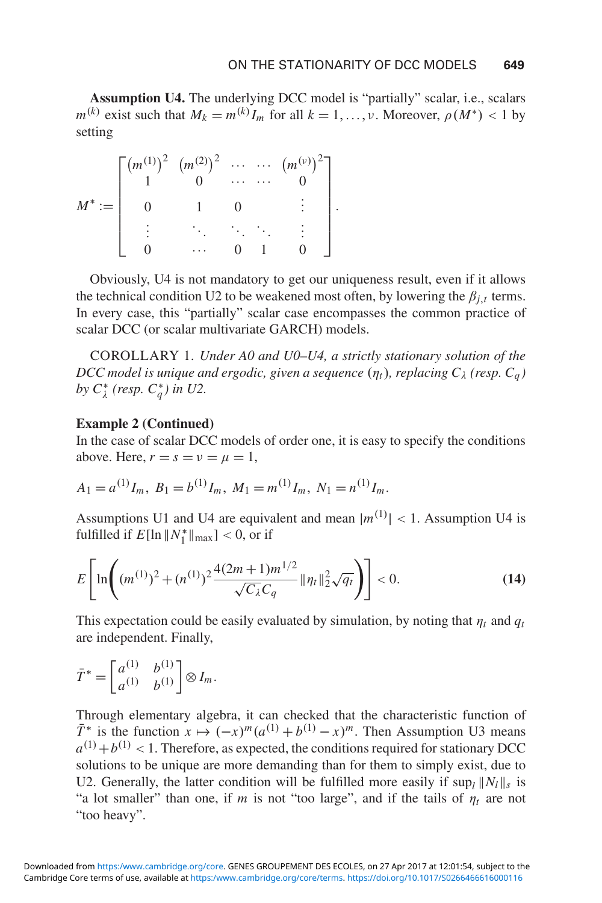**Assumption U4.** The underlying DCC model is "partially" scalar, i.e., scalars $m^{(k)}$ exist such that $M_k = m^{(k)} I_m$ for all $k = 1, \ldots, \nu$. Moreover, $\rho(M^*) < 1$ by setting

$$M^* := \begin{bmatrix} \left(m^{(1)}\right)^2 & \left(m^{(2)}\right)^2 & \cdots & \cdots & \left(m^{(\nu)}\right)^2 \\ 1 & 0 & \cdots & \cdots & 0 \\ 0 & 1 & 0 & & \vdots \\ \vdots & \ddots & \ddots & \ddots & \vdots \\ 0 & \cdots & 0 & 1 & 0 \end{bmatrix}.$$

Obviously, U4 is not mandatory to get our uniqueness result, even if it allows the technical condition U2 to be weakened most often, by lowering the $\beta_{j,t}$ terms. In every case, this "partially" scalar case encompasses the common practice of scalar DCC (or scalar multivariate GARCH) models.

COROLLARY 1. *Under A0 and U0–U4, a strictly stationary solution of the DCC model is unique and ergodic, given a sequence* $(\eta_t)$*, replacing* $C_\lambda$ *(resp.* $C_q$*) by* $C_\lambda^*$ *(resp.* $C_q^*$*) in U2.*

**Example 2 (Continued)**

In the case of scalar DCC models of order one, it is easy to specify the conditions above. Here, $r = s = \nu = \mu = 1$,

$$A_1 = a^{(1)} I_m,\ B_1 = b^{(1)} I_m,\ M_1 = m^{(1)} I_m,\ N_1 = n^{(1)} I_m.$$

Assumptions U1 and U4 are equivalent and mean $|m^{(1)}| < 1$. Assumption U4 is fulfilled if $E[\ln \|N_1^*\|_{\max}] < 0$, or if

$$E\left[\ln\left((m^{(1)})^2 + (n^{(1)})^2 \frac{4(2m+1)m^{1/2}}{\sqrt{C_\lambda} C_q} \|\eta_t\|_2^2 \sqrt{q_t}\right)\right] < 0. \tag{14}$$

This expectation could be easily evaluated by simulation, by noting that $\eta_t$ and $q_t$ are independent. Finally,

$$\bar{T}^* = \begin{bmatrix} a^{(1)} & b^{(1)} \\ a^{(1)} & b^{(1)} \end{bmatrix} \otimes I_m.$$

Through elementary algebra, it can checked that the characteristic function of $\bar{T}^*$ is the function $x \mapsto (-x)^m (a^{(1)} + b^{(1)} - x)^m$. Then Assumption U3 means $a^{(1)} + b^{(1)} < 1$. Therefore, as expected, the conditions required for stationary DCC solutions to be unique are more demanding than for them to simply exist, due to U2. Generally, the latter condition will be fulfilled more easily if $\sup_l \|N_l\|_s$ is "a lot smaller" than one, if $m$ is not "too large", and if the tails of $\eta_t$ are not "too heavy".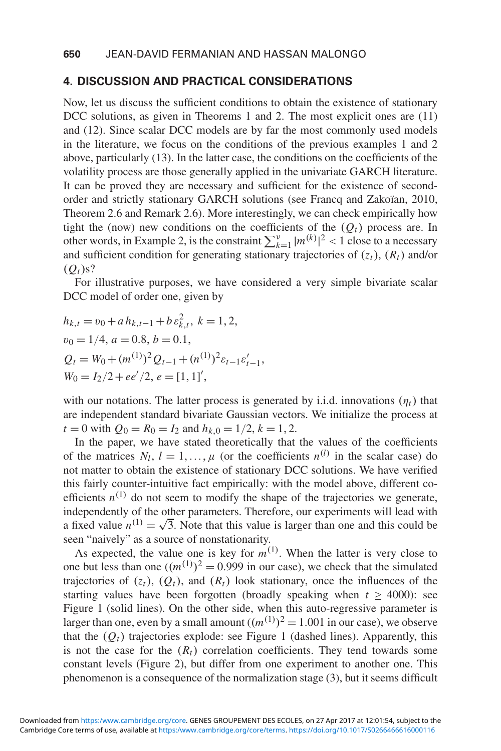## 4. DISCUSSION AND PRACTICAL CONSIDERATIONS

Now, let us discuss the sufficient conditions to obtain the existence of stationary DCC solutions, as given in Theorems 1 and 2. The most explicit ones are (11) and (12). Since scalar DCC models are by far the most commonly used models in the literature, we focus on the conditions of the previous examples 1 and 2 above, particularly (13). In the latter case, the conditions on the coefficients of the volatility process are those generally applied in the univariate GARCH literature. It can be proved they are necessary and sufficient for the existence of second-order and strictly stationary GARCH solutions (see Francq and Zakoïan, 2010, Theorem 2.6 and Remark 2.6). More interestingly, we can check empirically how tight the (now) new conditions on the coefficients of the $(Q_t)$ process are. In other words, in Example 2, is the constraint $\sum_{k=1}^{\nu} |m^{(k)}|^2 < 1$ close to a necessary and sufficient condition for generating stationary trajectories of $(z_t)$, $(R_t)$ and/or $(Q_t)$s?

For illustrative purposes, we have considered a very simple bivariate scalar DCC model of order one, given by

$$
\begin{aligned}
&h_{k,t} = \upsilon_0 + a\, h_{k,t-1} + b\, \varepsilon_{k,t}^2,\ k = 1, 2,\\
&\upsilon_0 = 1/4,\ a = 0.8,\ b = 0.1,\\
&Q_t = W_0 + (m^{(1)})^2 Q_{t-1} + (n^{(1)})^2 \varepsilon_{t-1}\varepsilon_{t-1}',\\
&W_0 = I_2/2 + ee'/2,\ e = [1, 1]',
\end{aligned}
$$

with our notations. The latter process is generated by i.i.d. innovations $(\eta_t)$ that are independent standard bivariate Gaussian vectors. We initialize the process at $t = 0$ with $Q_0 = R_0 = I_2$ and $h_{k,0} = 1/2$, $k = 1, 2$.

In the paper, we have stated theoretically that the values of the coefficients of the matrices $N_l$, $l = 1, \ldots, \mu$ (or the coefficients $n^{(l)}$ in the scalar case) do not matter to obtain the existence of stationary DCC solutions. We have verified this fairly counter-intuitive fact empirically: with the model above, different coefficients $n^{(1)}$ do not seem to modify the shape of the trajectories we generate, independently of the other parameters. Therefore, our experiments will lead with a fixed value $n^{(1)} = \sqrt{3}$. Note that this value is larger than one and this could be seen "naively" as a source of nonstationarity.

As expected, the value one is key for $m^{(1)}$. When the latter is very close to one but less than one ($(m^{(1)})^2 = 0.999$ in our case), we check that the simulated trajectories of $(z_t)$, $(Q_t)$, and $(R_t)$ look stationary, once the influences of the starting values have been forgotten (broadly speaking when $t \geq 4000$): see Figure 1 (solid lines). On the other side, when this auto-regressive parameter is larger than one, even by a small amount ($(m^{(1)})^2 = 1.001$ in our case), we observe that the $(Q_t)$ trajectories explode: see Figure 1 (dashed lines). Apparently, this is not the case for the $(R_t)$ correlation coefficients. They tend towards some constant levels (Figure 2), but differ from one experiment to another one. This phenomenon is a consequence of the normalization stage (3), but it seems difficult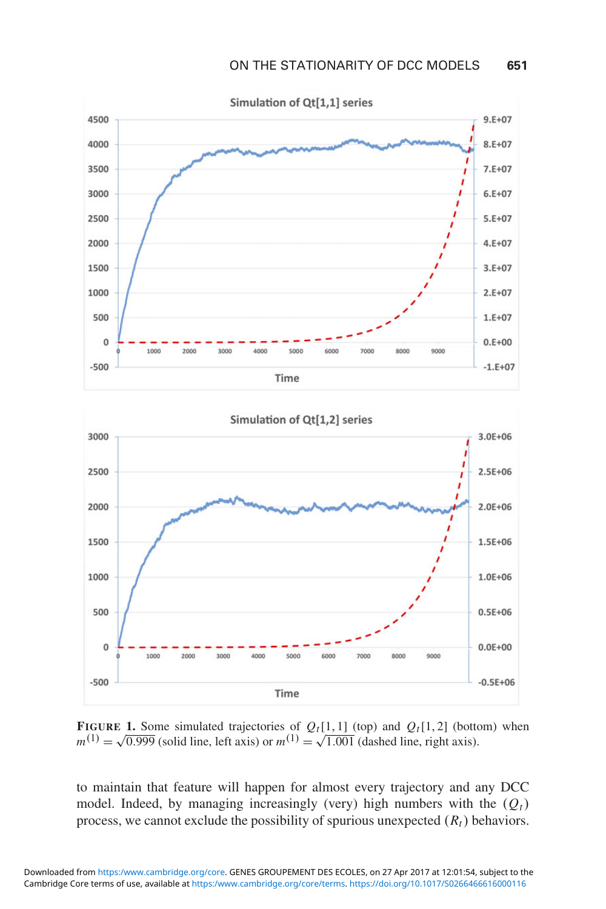Simulation of Qt[1,1] series

4500
4000
3500
3000
2500
2000
1500
1000
500
0
-500

9.E+07
8.E+07
7.E+07
6.E+07
5.E+07
4.E+07
3.E+07
2.E+07
1.E+07
0.E+00
-1.E+07

0 1000 2000 3000 4000 5000 6000 7000 8000 9000

Time

Simulation of Qt[1,2] series

3000
2500
2000
1500
1000
500
0
-500

3.0E+06
2.5E+06
2.0E+06
1.5E+06
1.0E+06
0.5E+06
0.0E+00
-0.5E+06

0 1000 2000 3000 4000 5000 6000 7000 8000 9000

Time

**FIGURE 1.** Some simulated trajectories of $Q_t[1,1]$ (top) and $Q_t[1,2]$ (bottom) when $m^{(1)} = \sqrt{0.999}$ (solid line, left axis) or $m^{(1)} = \sqrt{1.001}$ (dashed line, right axis).

to maintain that feature will happen for almost every trajectory and any DCC model. Indeed, by managing increasingly (very) high numbers with the $(Q_t)$ process, we cannot exclude the possibility of spurious unexpected $(R_t)$ behaviors.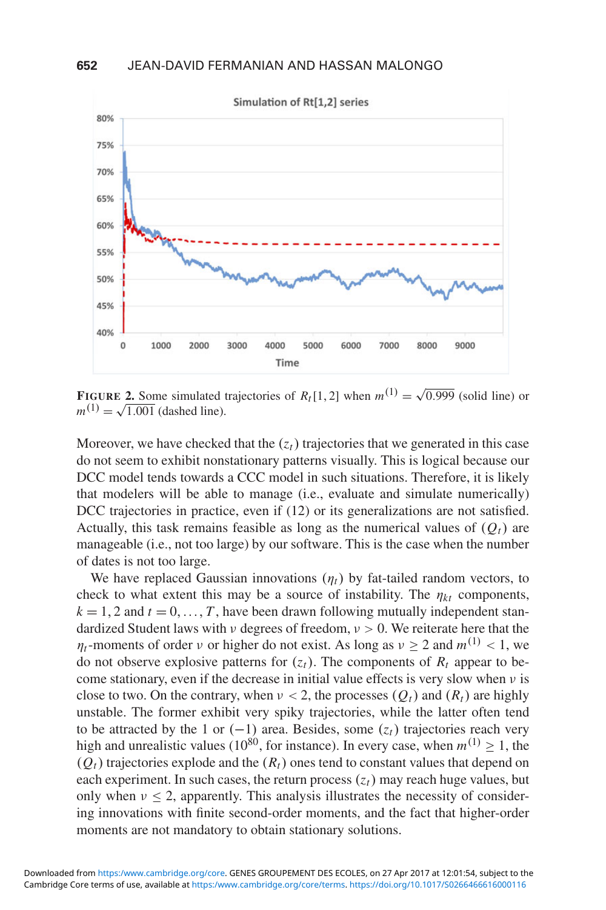Simulation of Rt[1,2] series

80%
75%
70%
65%
60%
55%
50%
45%
40%

0 1000 2000 3000 4000 5000 6000 7000 8000 9000

Time

**FIGURE 2.** Some simulated trajectories of $R_t[1,2]$ when $m^{(1)} = \sqrt{0.999}$ (solid line) or $m^{(1)} = \sqrt{1.001}$ (dashed line).

Moreover, we have checked that the $(z_t)$ trajectories that we generated in this case do not seem to exhibit nonstationary patterns visually. This is logical because our DCC model tends towards a CCC model in such situations. Therefore, it is likely that modelers will be able to manage (i.e., evaluate and simulate numerically) DCC trajectories in practice, even if (12) or its generalizations are not satisfied. Actually, this task remains feasible as long as the numerical values of $(Q_t)$ are manageable (i.e., not too large) by our software. This is the case when the number of dates is not too large.

We have replaced Gaussian innovations $(\eta_t)$ by fat-tailed random vectors, to check to what extent this may be a source of instability. The $\eta_{kt}$ components, $k = 1, 2$ and $t = 0, \ldots, T$, have been drawn following mutually independent standardized Student laws with $\nu$ degrees of freedom, $\nu > 0$. We reiterate here that the $\eta_t$-moments of order $\nu$ or higher do not exist. As long as $\nu \geq 2$ and $m^{(1)} < 1$, we do not observe explosive patterns for $(z_t)$. The components of $R_t$ appear to become stationary, even if the decrease in initial value effects is very slow when $\nu$ is close to two. On the contrary, when $\nu < 2$, the processes $(Q_t)$ and $(R_t)$ are highly unstable. The former exhibit very spiky trajectories, while the latter often tend to be attracted by the 1 or $(-1)$ area. Besides, some $(z_t)$ trajectories reach very high and unrealistic values ($10^{80}$, for instance). In every case, when $m^{(1)} \geq 1$, the $(Q_t)$ trajectories explode and the $(R_t)$ ones tend to constant values that depend on each experiment. In such cases, the return process $(z_t)$ may reach huge values, but only when $\nu \leq 2$, apparently. This analysis illustrates the necessity of considering innovations with finite second-order moments, and the fact that higher-order moments are not mandatory to obtain stationary solutions.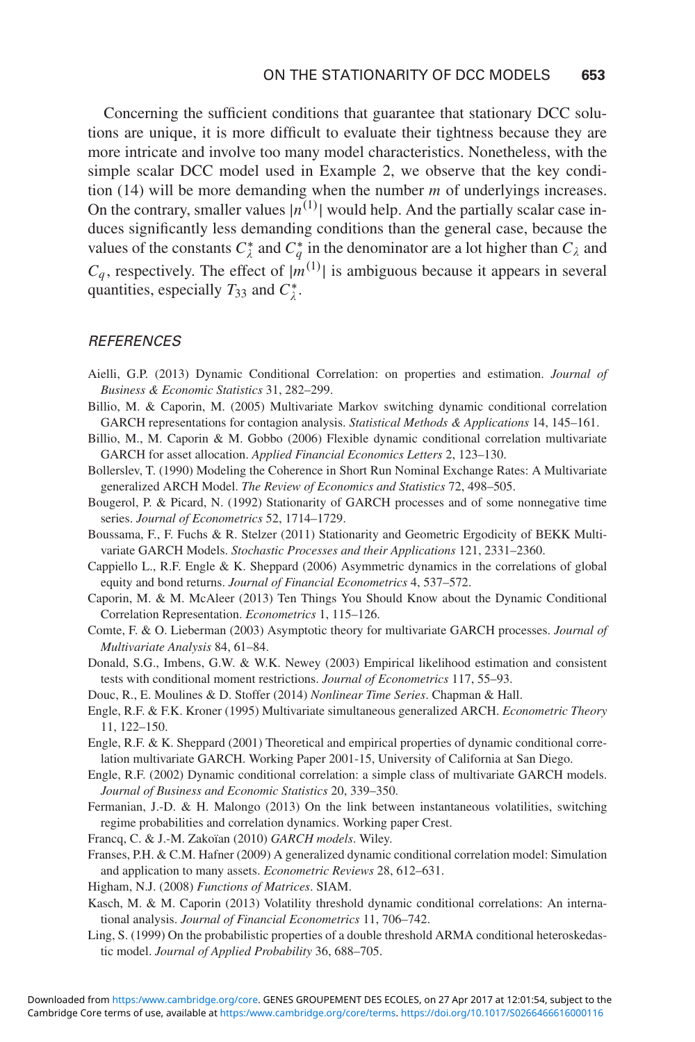Concerning the sufficient conditions that guarantee that stationary DCC solutions are unique, it is more difficult to evaluate their tightness because they are more intricate and involve too many model characteristics. Nonetheless, with the simple scalar DCC model used in Example 2, we observe that the key condition (14) will be more demanding when the number $m$ of underlyings increases. On the contrary, smaller values $|n^{(1)}|$ would help. And the partially scalar case induces significantly less demanding conditions than the general case, because the values of the constants $C_\lambda^*$ and $C_q^*$ in the denominator are a lot higher than $C_\lambda$ and $C_q$, respectively. The effect of $|m^{(1)}|$ is ambiguous because it appears in several quantities, especially $T_{33}$ and $C_\lambda^*$.

## REFERENCES

Aielli, G.P. (2013) Dynamic Conditional Correlation: on properties and estimation. *Journal of Business & Economic Statistics* 31, 282–299.

Billio, M. & Caporin, M. (2005) Multivariate Markov switching dynamic conditional correlation GARCH representations for contagion analysis. *Statistical Methods & Applications* 14, 145–161.

Billio, M., M. Caporin & M. Gobbo (2006) Flexible dynamic conditional correlation multivariate GARCH for asset allocation. *Applied Financial Economics Letters* 2, 123–130.

Bollerslev, T. (1990) Modeling the Coherence in Short Run Nominal Exchange Rates: A Multivariate generalized ARCH Model. *The Review of Economics and Statistics* 72, 498–505.

Bougerol, P. & Picard, N. (1992) Stationarity of GARCH processes and of some nonnegative time series. *Journal of Econometrics* 52, 1714–1729.

Boussama, F., F. Fuchs & R. Stelzer (2011) Stationarity and Geometric Ergodicity of BEKK Multivariate GARCH Models. *Stochastic Processes and their Applications* 121, 2331–2360.

Cappiello L., R.F. Engle & K. Sheppard (2006) Asymmetric dynamics in the correlations of global equity and bond returns. *Journal of Financial Econometrics* 4, 537–572.

Caporin, M. & M. McAleer (2013) Ten Things You Should Know about the Dynamic Conditional Correlation Representation. *Econometrics* 1, 115–126.

Comte, F. & O. Lieberman (2003) Asymptotic theory for multivariate GARCH processes. *Journal of Multivariate Analysis* 84, 61–84.

Donald, S.G., Imbens, G.W. & W.K. Newey (2003) Empirical likelihood estimation and consistent tests with conditional moment restrictions. *Journal of Econometrics* 117, 55–93.

Douc, R., E. Moulines & D. Stoffer (2014) *Nonlinear Time Series*. Chapman & Hall.

Engle, R.F. & F.K. Kroner (1995) Multivariate simultaneous generalized ARCH. *Econometric Theory* 11, 122–150.

Engle, R.F. & K. Sheppard (2001) Theoretical and empirical properties of dynamic conditional correlation multivariate GARCH. Working Paper 2001-15, University of California at San Diego.

Engle, R.F. (2002) Dynamic conditional correlation: a simple class of multivariate GARCH models. *Journal of Business and Economic Statistics* 20, 339–350.

Fermanian, J.-D. & H. Malongo (2013) On the link between instantaneous volatilities, switching regime probabilities and correlation dynamics. Working paper Crest.

Francq, C. & J.-M. Zakoïan (2010) *GARCH models*. Wiley.

Franses, P.H. & C.M. Hafner (2009) A generalized dynamic conditional correlation model: Simulation and application to many assets. *Econometric Reviews* 28, 612–631.

Higham, N.J. (2008) *Functions of Matrices*. SIAM.

Kasch, M. & M. Caporin (2013) Volatility threshold dynamic conditional correlations: An international analysis. *Journal of Financial Econometrics* 11, 706–742.

Ling, S. (1999) On the probabilistic properties of a double threshold ARMA conditional heteroskedastic model. *Journal of Applied Probability* 36, 688–705.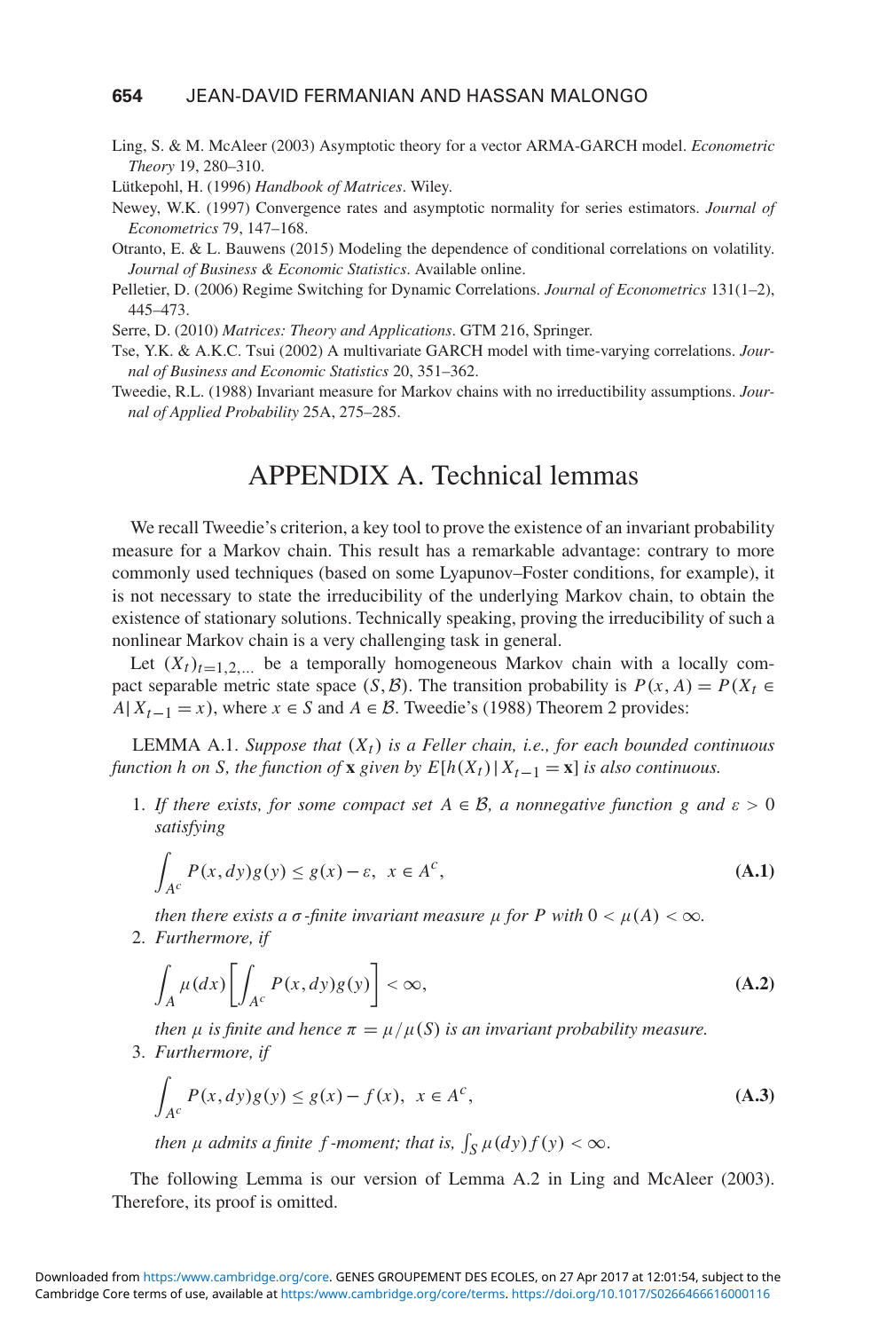Ling, S. & M. McAleer (2003) Asymptotic theory for a vector ARMA-GARCH model. *Econometric Theory* 19, 280–310.

Lütkepohl, H. (1996) *Handbook of Matrices*. Wiley.

Newey, W.K. (1997) Convergence rates and asymptotic normality for series estimators. *Journal of Econometrics* 79, 147–168.

Otranto, E. & L. Bauwens (2015) Modeling the dependence of conditional correlations on volatility. *Journal of Business & Economic Statistics*. Available online.

Pelletier, D. (2006) Regime Switching for Dynamic Correlations. *Journal of Econometrics* 131(1–2), 445–473.

Serre, D. (2010) *Matrices: Theory and Applications*. GTM 216, Springer.

Tse, Y.K. & A.K.C. Tsui (2002) A multivariate GARCH model with time-varying correlations. *Journal of Business and Economic Statistics* 20, 351–362.

Tweedie, R.L. (1988) Invariant measure for Markov chains with no irreductibility assumptions. *Journal of Applied Probability* 25A, 275–285.

# APPENDIX A. Technical lemmas

We recall Tweedie's criterion, a key tool to prove the existence of an invariant probability measure for a Markov chain. This result has a remarkable advantage: contrary to more commonly used techniques (based on some Lyapunov–Foster conditions, for example), it is not necessary to state the irreducibility of the underlying Markov chain, to obtain the existence of stationary solutions. Technically speaking, proving the irreducibility of such a nonlinear Markov chain is a very challenging task in general.

Let $(X_t)_{t=1,2,\ldots}$ be a temporally homogeneous Markov chain with a locally compact separable metric state space $(S, \mathcal{B})$. The transition probability is $P(x, A) = P(X_t \in A | X_{t-1} = x)$, where $x \in S$ and $A \in \mathcal{B}$. Tweedie's (1988) Theorem 2 provides:

LEMMA A.1. *Suppose that $(X_t)$ is a Feller chain, i.e., for each bounded continuous function $h$ on $S$, the function of $\mathbf{x}$ given by $E[h(X_t) | X_{t-1} = \mathbf{x}]$ is also continuous.*

1. *If there exists, for some compact set $A \in \mathcal{B}$, a nonnegative function $g$ and $\varepsilon > 0$ satisfying*

$$\int_{A^c} P(x, dy) g(y) \leq g(x) - \varepsilon, \ \ x \in A^c, \tag{A.1}$$

   *then there exists a $\sigma$-finite invariant measure $\mu$ for $P$ with $0 < \mu(A) < \infty$.*

2. *Furthermore, if*

$$\int_A \mu(dx) \left[ \int_{A^c} P(x, dy) g(y) \right] < \infty, \tag{A.2}$$

   *then $\mu$ is finite and hence $\pi = \mu / \mu(S)$ is an invariant probability measure.*

3. *Furthermore, if*

$$\int_{A^c} P(x, dy) g(y) \leq g(x) - f(x), \ \ x \in A^c, \tag{A.3}$$

   *then $\mu$ admits a finite $f$-moment; that is, $\int_S \mu(dy) f(y) < \infty$.*

The following Lemma is our version of Lemma A.2 in Ling and McAleer (2003). Therefore, its proof is omitted.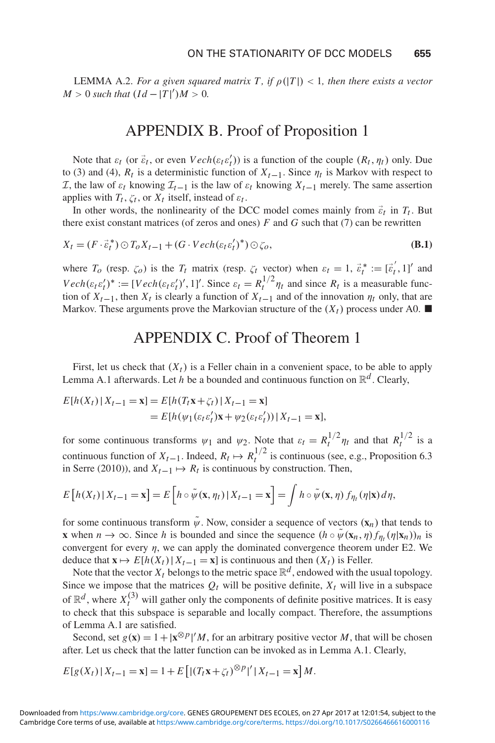LEMMA A.2. *For a given squared matrix $T$, if $\rho(|T|) < 1$, then there exists a vector $M > 0$ such that $(Id - |T|')M > 0$.*

## APPENDIX B. Proof of Proposition 1

Note that $\varepsilon_t$ (or $\vec{\varepsilon}_t$, or even $Vech(\varepsilon_t \varepsilon_t')$) is a function of the couple $(R_t, \eta_t)$ only. Due to (3) and (4), $R_t$ is a deterministic function of $X_{t-1}$. Since $\eta_t$ is Markov with respect to $\mathcal{I}$, the law of $\varepsilon_t$ knowing $\mathcal{I}_{t-1}$ is the law of $\varepsilon_t$ knowing $X_{t-1}$ merely. The same assertion applies with $T_t$, $\zeta_t$, or $X_t$ itself, instead of $\varepsilon_t$.

In other words, the nonlinearity of the DCC model comes mainly from $\vec{\varepsilon}_t$ in $T_t$. But there exist constant matrices (of zeros and ones) $F$ and $G$ such that (7) can be rewritten

$$X_t = (F \cdot \vec{\varepsilon}_t^{\,*}) \odot T_o X_{t-1} + (G \cdot Vech(\varepsilon_t \varepsilon_t')^*) \odot \zeta_o, \tag{B.1}$$

where $T_o$ (resp. $\zeta_o$) is the $T_t$ matrix (resp. $\zeta_t$ vector) when $\varepsilon_t = 1$, $\vec{\varepsilon}_t^{\,*} := [\vec{\varepsilon}_t^{\,\prime}, 1]'$ and $Vech(\varepsilon_t \varepsilon_t')^* := [Vech(\varepsilon_t \varepsilon_t')', 1]'$. Since $\varepsilon_t = R_t^{1/2} \eta_t$ and since $R_t$ is a measurable function of $X_{t-1}$, then $X_t$ is clearly a function of $X_{t-1}$ and of the innovation $\eta_t$ only, that are Markov. These arguments prove the Markovian structure of the $(X_t)$ process under A0. ■

## APPENDIX C. Proof of Theorem 1

First, let us check that $(X_t)$ is a Feller chain in a convenient space, to be able to apply Lemma A.1 afterwards. Let $h$ be a bounded and continuous function on $\mathbb{R}^d$. Clearly,

$$\begin{aligned} E[h(X_t) \,|\, X_{t-1} = \mathbf{x}] &= E[h(T_t \mathbf{x} + \zeta_t) \,|\, X_{t-1} = \mathbf{x}] \\ &= E[h(\psi_1(\varepsilon_t \varepsilon_t')\mathbf{x} + \psi_2(\varepsilon_t \varepsilon_t')) \,|\, X_{t-1} = \mathbf{x}], \end{aligned}$$

for some continuous transforms $\psi_1$ and $\psi_2$. Note that $\varepsilon_t = R_t^{1/2} \eta_t$ and that $R_t^{1/2}$ is a continuous function of $X_{t-1}$. Indeed, $R_t \mapsto R_t^{1/2}$ is continuous (see, e.g., Proposition 6.3 in Serre (2010)), and $X_{t-1} \mapsto R_t$ is continuous by construction. Then,

$$E\left[h(X_t) \,|\, X_{t-1} = \mathbf{x}\right] = E\left[h \circ \tilde{\psi}(\mathbf{x}, \eta_t) \,|\, X_{t-1} = \mathbf{x}\right] = \int h \circ \tilde{\psi}(\mathbf{x}, \eta)\, f_{\eta_t}(\eta | \mathbf{x})\, d\eta,$$

for some continuous transform $\tilde{\psi}$. Now, consider a sequence of vectors $(\mathbf{x}_n)$ that tends to $\mathbf{x}$ when $n \to \infty$. Since $h$ is bounded and since the sequence $(h \circ \tilde{\psi}(\mathbf{x}_n, \eta) f_{\eta_t}(\eta | \mathbf{x}_n))_n$ is convergent for every $\eta$, we can apply the dominated convergence theorem under E2. We deduce that $\mathbf{x} \mapsto E[h(X_t) \,|\, X_{t-1} = \mathbf{x}]$ is continuous and then $(X_t)$ is Feller.

Note that the vector $X_t$ belongs to the metric space $\mathbb{R}^d$, endowed with the usual topology. Since we impose that the matrices $Q_t$ will be positive definite, $X_t$ will live in a subspace of $\mathbb{R}^d$, where $X_t^{(3)}$ will gather only the components of definite positive matrices. It is easy to check that this subspace is separable and locally compact. Therefore, the assumptions of Lemma A.1 are satisfied.

Second, set $g(\mathbf{x}) = 1 + |\mathbf{x}^{\otimes p}|' M$, for an arbitrary positive vector $M$, that will be chosen after. Let us check that the latter function can be invoked as in Lemma A.1. Clearly,

$$E[g(X_t) \,|\, X_{t-1} = \mathbf{x}] = 1 + E\left[|(T_t \mathbf{x} + \zeta_t)^{\otimes p}|' \,|\, X_{t-1} = \mathbf{x}\right] M.$$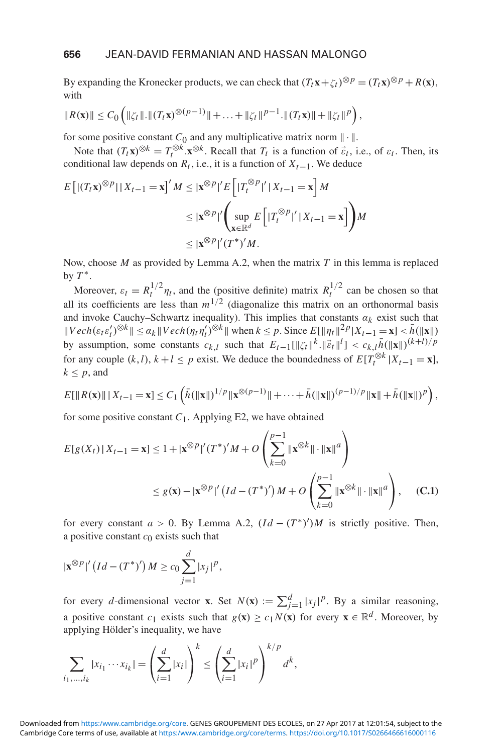By expanding the Kronecker products, we can check that $(T_t \mathbf{x} + \zeta_t)^{\otimes p} = (T_t \mathbf{x})^{\otimes p} + R(\mathbf{x})$, with

$$\|R(\mathbf{x})\| \leq C_0 \left( \|\zeta_t\|.\|(T_t \mathbf{x})^{\otimes(p-1)}\| + \ldots + \|\zeta_t\|^{p-1}.\|(T_t \mathbf{x})\| + \|\zeta_t\|^p \right),$$

for some positive constant $C_0$ and any multiplicative matrix norm $\|\cdot\|$.

Note that $(T_t \mathbf{x})^{\otimes k} = T_t^{\otimes k}.\mathbf{x}^{\otimes k}$. Recall that $T_t$ is a function of $\vec{\varepsilon}_t$, i.e., of $\varepsilon_t$. Then, its conditional law depends on $R_t$, i.e., it is a function of $X_{t-1}$. We deduce

$$\begin{aligned}
E\left[|(T_t \mathbf{x})^{\otimes p}| \,|\, X_{t-1} = \mathbf{x}\right]' M &\leq |\mathbf{x}^{\otimes p}|' E\left[|T_t^{\otimes p}|' \,|\, X_{t-1} = \mathbf{x}\right] M \\
&\leq |\mathbf{x}^{\otimes p}|' \left( \sup_{\mathbf{x} \in \mathbb{R}^d} E\left[|T_t^{\otimes p}|' \,|\, X_{t-1} = \mathbf{x}\right] \right) M \\
&\leq |\mathbf{x}^{\otimes p}|' (T^*)' M.
\end{aligned}$$

Now, choose $M$ as provided by Lemma A.2, when the matrix $T$ in this lemma is replaced by $T^*$.

Moreover, $\varepsilon_t = R_t^{1/2} \eta_t$, and the (positive definite) matrix $R_t^{1/2}$ can be chosen so that all its coefficients are less than $m^{1/2}$ (diagonalize this matrix on an orthonormal basis and invoke Cauchy–Schwartz inequality). This implies that constants $\alpha_k$ exist such that $\|Vech(\varepsilon_t \varepsilon_t')^{\otimes k}\| \leq \alpha_k \|Vech(\eta_t \eta_t')^{\otimes k}\|$ when $k \leq p$. Since $E[\|\eta_t\|^{2p} | X_{t-1} = \mathbf{x}] < \bar{h}(\|\mathbf{x}\|)$ by assumption, some constants $c_{k,l}$ such that $E_{t-1}[\|\zeta_t\|^k.\|\vec{\varepsilon}_t\|^l] < c_{k,l} \bar{h}(\|\mathbf{x}\|)^{(k+l)/p}$ for any couple $(k,l)$, $k + l \leq p$ exist. We deduce the boundedness of $E[T_t^{\otimes k} | X_{t-1} = \mathbf{x}]$, $k \leq p$, and

$$E[\|R(\mathbf{x})\| \,|\, X_{t-1} = \mathbf{x}] \leq C_1 \left( \bar{h}(\|\mathbf{x}\|)^{1/p} \|\mathbf{x}^{\otimes(p-1)}\| + \cdots + \bar{h}(\|\mathbf{x}\|)^{(p-1)/p} \|\mathbf{x}\| + \bar{h}(\|\mathbf{x}\|)^p \right),$$

for some positive constant $C_1$. Applying E2, we have obtained

$$\begin{aligned}
E[g(X_t) \,|\, X_{t-1} = \mathbf{x}] &\leq 1 + |\mathbf{x}^{\otimes p}|'(T^*)' M + O\left( \sum_{k=0}^{p-1} \|\mathbf{x}^{\otimes k}\| \cdot \|\mathbf{x}\|^a \right) \\
&\leq g(\mathbf{x}) - |\mathbf{x}^{\otimes p}|' \left( Id - (T^*)' \right) M + O\left( \sum_{k=0}^{p-1} \|\mathbf{x}^{\otimes k}\| \cdot \|\mathbf{x}\|^a \right), \qquad \textbf{(C.1)}
\end{aligned}$$

for every constant $a > 0$. By Lemma A.2, $(Id - (T^*)')M$ is strictly positive. Then, a positive constant $c_0$ exists such that

$$|\mathbf{x}^{\otimes p}|' \left( Id - (T^*)' \right) M \geq c_0 \sum_{j=1}^{d} |x_j|^p,$$

for every $d$-dimensional vector $\mathbf{x}$. Set $N(\mathbf{x}) := \sum_{j=1}^d |x_j|^p$. By a similar reasoning, a positive constant $c_1$ exists such that $g(\mathbf{x}) \geq c_1 N(\mathbf{x})$ for every $\mathbf{x} \in \mathbb{R}^d$. Moreover, by applying Hölder's inequality, we have

$$\sum_{i_1, \ldots, i_k} |x_{i_1} \cdots x_{i_k}| = \left( \sum_{i=1}^d |x_i| \right)^k \leq \left( \sum_{i=1}^d |x_i|^p \right)^{k/p} d^k,$$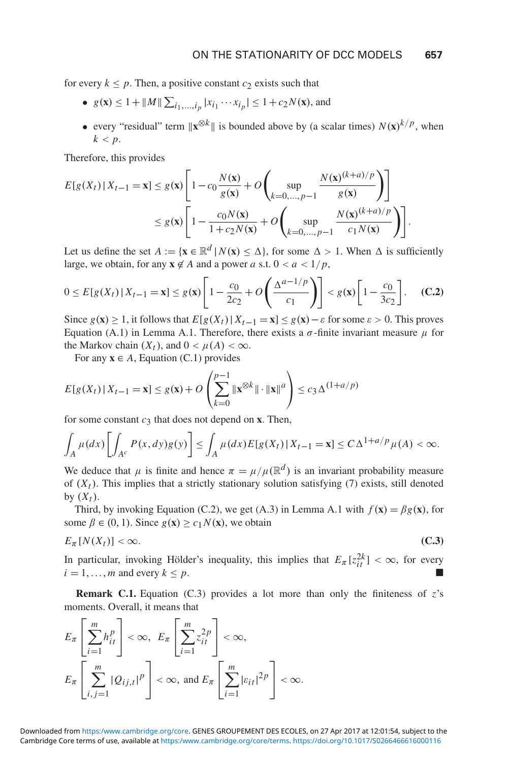for every $k \leq p$. Then, a positive constant $c_2$ exists such that

- $g(\mathbf{x}) \leq 1 + \|M\| \sum_{i_1,\dots,i_p} |x_{i_1} \cdots x_{i_p}| \leq 1 + c_2 N(\mathbf{x})$, and
- every "residual" term $\|\mathbf{x}^{\otimes k}\|$ is bounded above by (a scalar times) $N(\mathbf{x})^{k/p}$, when $k < p$.

Therefore, this provides

$$
\begin{aligned}
E[g(X_t) \,|\, X_{t-1} = \mathbf{x}] &\leq g(\mathbf{x}) \left[ 1 - c_0 \frac{N(\mathbf{x})}{g(\mathbf{x})} + O\left( \sup_{k=0,\dots,p-1} \frac{N(\mathbf{x})^{(k+a)/p}}{g(\mathbf{x})} \right) \right] \\
&\leq g(\mathbf{x}) \left[ 1 - \frac{c_0 N(\mathbf{x})}{1 + c_2 N(\mathbf{x})} + O\left( \sup_{k=0,\dots,p-1} \frac{N(\mathbf{x})^{(k+a)/p}}{c_1 N(\mathbf{x})} \right) \right].
\end{aligned}
$$

Let us define the set $A := \{\mathbf{x} \in \mathbb{R}^d \,|\, N(\mathbf{x}) \leq \Delta\}$, for some $\Delta > 1$. When $\Delta$ is sufficiently large, we obtain, for any $\mathbf{x} \notin A$ and a power $a$ s.t. $0 < a < 1/p$,

$$
0 \leq E[g(X_t) \,|\, X_{t-1} = \mathbf{x}] \leq g(\mathbf{x}) \left[ 1 - \frac{c_0}{2c_2} + O\left( \frac{\Delta^{a-1/p}}{c_1} \right) \right] < g(\mathbf{x}) \left[ 1 - \frac{c_0}{3c_2} \right]. \quad \textbf{(C.2)}
$$

Since $g(\mathbf{x}) \geq 1$, it follows that $E[g(X_t) \,|\, X_{t-1} = \mathbf{x}] \leq g(\mathbf{x}) - \varepsilon$ for some $\varepsilon > 0$. This proves Equation (A.1) in Lemma A.1. Therefore, there exists a $\sigma$-finite invariant measure $\mu$ for the Markov chain $(X_t)$, and $0 < \mu(A) < \infty$.

For any $\mathbf{x} \in A$, Equation (C.1) provides

$$
E[g(X_t) \,|\, X_{t-1} = \mathbf{x}] \leq g(\mathbf{x}) + O\left( \sum_{k=0}^{p-1} \|\mathbf{x}^{\otimes k}\| \cdot \|\mathbf{x}\|^a \right) \leq c_3 \Delta^{(1+a/p)}
$$

for some constant $c_3$ that does not depend on $\mathbf{x}$. Then,

$$
\int_A \mu(dx) \left[ \int_{A^c} P(x, dy) g(y) \right] \leq \int_A \mu(dx) E[g(X_t) \,|\, X_{t-1} = \mathbf{x}] \leq C \Delta^{1+a/p} \mu(A) < \infty.
$$

We deduce that $\mu$ is finite and hence $\pi = \mu / \mu(\mathbb{R}^d)$ is an invariant probability measure of $(X_t)$. This implies that a strictly stationary solution satisfying (7) exists, still denoted by $(X_t)$.

Third, by invoking Equation (C.2), we get (A.3) in Lemma A.1 with $f(\mathbf{x}) = \beta g(\mathbf{x})$, for some $\beta \in (0,1)$. Since $g(\mathbf{x}) \geq c_1 N(\mathbf{x})$, we obtain

$$
E_\pi[N(X_t)] < \infty. \quad \textbf{(C.3)}
$$

In particular, invoking Hölder's inequality, this implies that $E_\pi[z_{it}^{2k}] < \infty$, for every $i = 1, \dots, m$ and every $k \leq p$. ∎

**Remark C.1.** Equation (C.3) provides a lot more than only the finiteness of $z$'s moments. Overall, it means that

$$
E_\pi\left[ \sum_{i=1}^m h_{it}^p \right] < \infty, \quad E_\pi\left[ \sum_{i=1}^m z_{it}^{2p} \right] < \infty,
$$

$$
E_\pi\left[ \sum_{i,j=1}^m |Q_{ij,t}|^p \right] < \infty, \text{ and } E_\pi\left[ \sum_{i=1}^m |\varepsilon_{it}|^{2p} \right] < \infty.
$$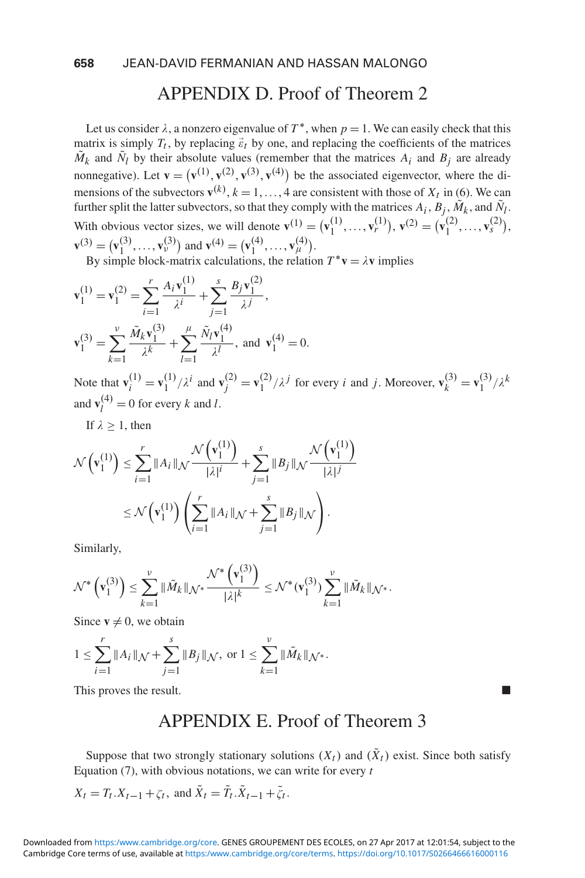# APPENDIX D. Proof of Theorem 2

Let us consider $\lambda$, a nonzero eigenvalue of $T^*$, when $p = 1$. We can easily check that this matrix is simply $T_t$, by replacing $\vec{\varepsilon}_t$ by one, and replacing the coefficients of the matrices $\tilde{M}_k$ and $\tilde{N}_l$ by their absolute values (remember that the matrices $A_i$ and $B_j$ are already nonnegative). Let $\mathbf{v} = \left(\mathbf{v}^{(1)}, \mathbf{v}^{(2)}, \mathbf{v}^{(3)}, \mathbf{v}^{(4)}\right)$ be the associated eigenvector, where the dimensions of the subvectors $\mathbf{v}^{(k)}, k = 1, \ldots, 4$ are consistent with those of $X_t$ in (6). We can further split the latter subvectors, so that they comply with the matrices $A_i$, $B_j$, $\tilde{M}_k$, and $\tilde{N}_l$. With obvious vector sizes, we will denote $\mathbf{v}^{(1)} = \left(\mathbf{v}_1^{(1)}, \ldots, \mathbf{v}_r^{(1)}\right)$, $\mathbf{v}^{(2)} = \left(\mathbf{v}_1^{(2)}, \ldots, \mathbf{v}_s^{(2)}\right)$, $\mathbf{v}^{(3)} = \left(\mathbf{v}_1^{(3)}, \ldots, \mathbf{v}_\nu^{(3)}\right)$ and $\mathbf{v}^{(4)} = \left(\mathbf{v}_1^{(4)}, \ldots, \mathbf{v}_\mu^{(4)}\right)$.

By simple block-matrix calculations, the relation $T^* \mathbf{v} = \lambda \mathbf{v}$ implies

$$
\mathbf{v}_1^{(1)} = \mathbf{v}_1^{(2)} = \sum_{i=1}^{r} \frac{A_i \mathbf{v}_1^{(1)}}{\lambda^i} + \sum_{j=1}^{s} \frac{B_j \mathbf{v}_1^{(2)}}{\lambda^j},
$$

$$
\mathbf{v}_1^{(3)} = \sum_{k=1}^{\nu} \frac{\tilde{M}_k \mathbf{v}_1^{(3)}}{\lambda^k} + \sum_{l=1}^{\mu} \frac{\tilde{N}_l \mathbf{v}_1^{(4)}}{\lambda^l}, \text{ and } \mathbf{v}_1^{(4)} = 0.
$$

Note that $\mathbf{v}_i^{(1)} = \mathbf{v}_1^{(1)}/\lambda^i$ and $\mathbf{v}_j^{(2)} = \mathbf{v}_1^{(2)}/\lambda^j$ for every $i$ and $j$. Moreover, $\mathbf{v}_k^{(3)} = \mathbf{v}_1^{(3)}/\lambda^k$ and $\mathbf{v}_l^{(4)} = 0$ for every $k$ and $l$.

If $\lambda \geq 1$, then

$$
\begin{aligned}
\mathcal{N}\left(\mathbf{v}_1^{(1)}\right) &\leq \sum_{i=1}^{r} \|A_i\|_{\mathcal{N}} \frac{\mathcal{N}\left(\mathbf{v}_1^{(1)}\right)}{|\lambda|^i} + \sum_{j=1}^{s} \|B_j\|_{\mathcal{N}} \frac{\mathcal{N}\left(\mathbf{v}_1^{(1)}\right)}{|\lambda|^j} \\
&\leq \mathcal{N}\left(\mathbf{v}_1^{(1)}\right) \left( \sum_{i=1}^{r} \|A_i\|_{\mathcal{N}} + \sum_{j=1}^{s} \|B_j\|_{\mathcal{N}} \right).
\end{aligned}
$$

Similarly,

$$
\mathcal{N}^*\left(\mathbf{v}_1^{(3)}\right) \leq \sum_{k=1}^{\nu} \|\tilde{M}_k\|_{\mathcal{N}^*} \frac{\mathcal{N}^*\left(\mathbf{v}_1^{(3)}\right)}{|\lambda|^k} \leq \mathcal{N}^*(\mathbf{v}_1^{(3)}) \sum_{k=1}^{\nu} \|\tilde{M}_k\|_{\mathcal{N}^*}.
$$

Since $\mathbf{v} \neq 0$, we obtain

$$
1 \leq \sum_{i=1}^{r} \|A_i\|_{\mathcal{N}} + \sum_{j=1}^{s} \|B_j\|_{\mathcal{N}}, \text{ or } 1 \leq \sum_{k=1}^{\nu} \|\tilde{M}_k\|_{\mathcal{N}^*}.
$$

This proves the result. ■

# APPENDIX E. Proof of Theorem 3

Suppose that two strongly stationary solutions $(X_t)$ and $(\tilde{X}_t)$ exist. Since both satisfy Equation (7), with obvious notations, we can write for every $t$

$$
X_t = T_t . X_{t-1} + \zeta_t, \text{ and } \tilde{X}_t = \tilde{T}_t . \tilde{X}_{t-1} + \tilde{\zeta}_t.
$$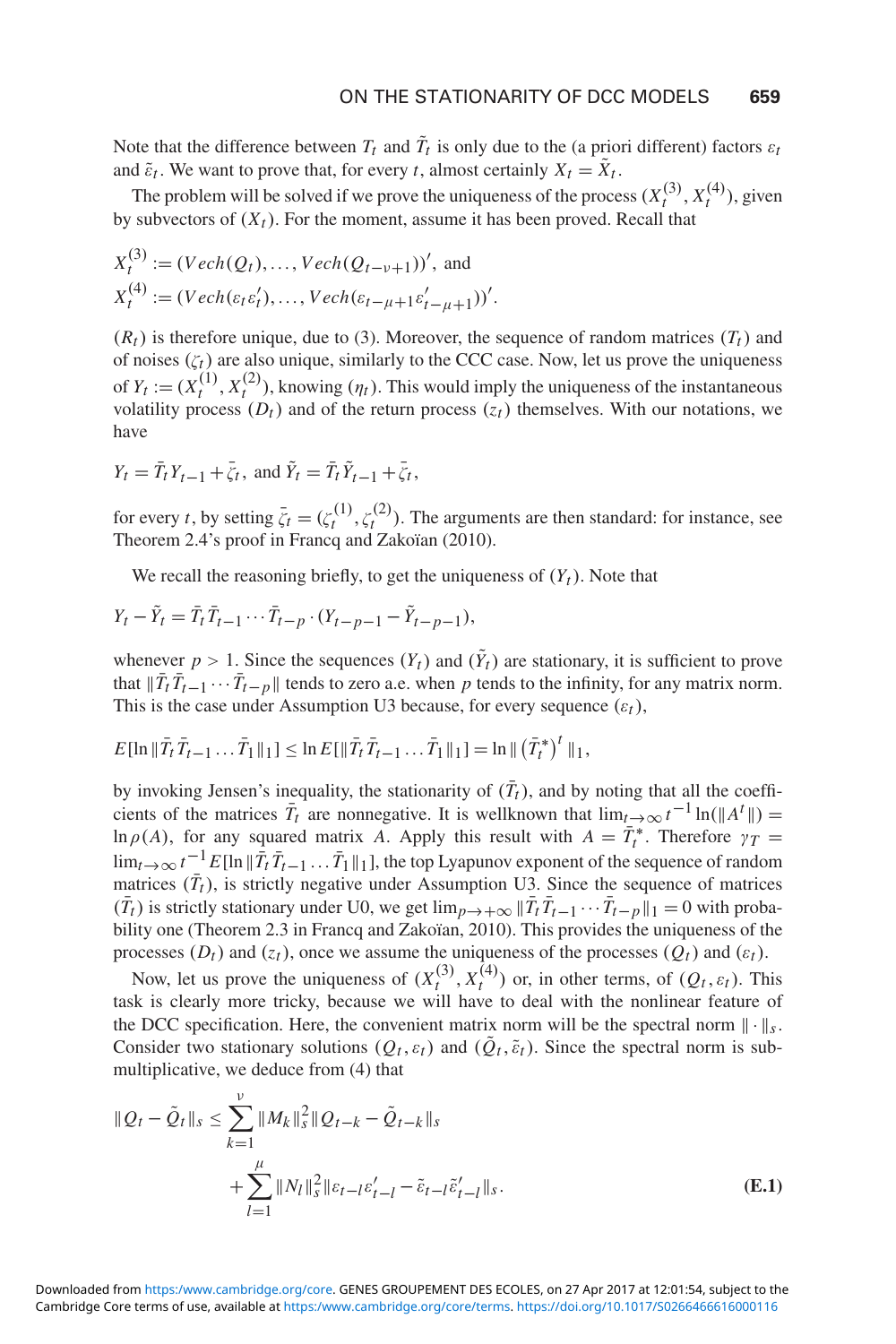Note that the difference between $T_t$ and $\tilde{T}_t$ is only due to the (a priori different) factors $\varepsilon_t$ and $\tilde{\varepsilon}_t$. We want to prove that, for every $t$, almost certainly $X_t = \tilde{X}_t$.

The problem will be solved if we prove the uniqueness of the process $(X_t^{(3)}, X_t^{(4)})$, given by subvectors of $(X_t)$. For the moment, assume it has been proved. Recall that

$$X_t^{(3)} := (Vech(Q_t), \ldots, Vech(Q_{t-\nu+1}))', \text{ and}$$
$$X_t^{(4)} := (Vech(\varepsilon_t \varepsilon_t'), \ldots, Vech(\varepsilon_{t-\mu+1}\varepsilon_{t-\mu+1}'))'.$$

$(R_t)$ is therefore unique, due to (3). Moreover, the sequence of random matrices $(T_t)$ and of noises $(\zeta_t)$ are also unique, similarly to the CCC case. Now, let us prove the uniqueness of $Y_t := (X_t^{(1)}, X_t^{(2)})$, knowing $(\eta_t)$. This would imply the uniqueness of the instantaneous volatility process $(D_t)$ and of the return process $(z_t)$ themselves. With our notations, we have

$$Y_t = \bar{T}_t Y_{t-1} + \bar{\zeta}_t, \text{ and } \tilde{Y}_t = \bar{T}_t \tilde{Y}_{t-1} + \bar{\zeta}_t,$$

for every $t$, by setting $\bar{\zeta}_t = (\zeta_t^{(1)}, \zeta_t^{(2)})$. The arguments are then standard: for instance, see Theorem 2.4's proof in Francq and Zakoïan (2010).

We recall the reasoning briefly, to get the uniqueness of $(Y_t)$. Note that

$$Y_t - \tilde{Y}_t = \bar{T}_t \bar{T}_{t-1} \cdots \bar{T}_{t-p} \cdot (Y_{t-p-1} - \tilde{Y}_{t-p-1}),$$

whenever $p > 1$. Since the sequences $(Y_t)$ and $(\tilde{Y}_t)$ are stationary, it is sufficient to prove that $\|\bar{T}_t \bar{T}_{t-1} \cdots \bar{T}_{t-p}\|$ tends to zero a.e. when $p$ tends to the infinity, for any matrix norm. This is the case under Assumption U3 because, for every sequence $(\varepsilon_t)$,

$$E[\ln \|\bar{T}_t \bar{T}_{t-1} \ldots \bar{T}_1\|_1] \leq \ln E[\|\bar{T}_t \bar{T}_{t-1} \ldots \bar{T}_1\|_1] = \ln \| \left(\bar{T}_t^*\right)^t \|_1,$$

by invoking Jensen's inequality, the stationarity of $(\bar{T}_t)$, and by noting that all the coefficients of the matrices $\bar{T}_t$ are nonnegative. It is wellknown that $\lim_{t\to\infty} t^{-1} \ln(\|A^t\|) = \ln \rho(A)$, for any squared matrix $A$. Apply this result with $A = \bar{T}_t^*$. Therefore $\gamma_T = \lim_{t\to\infty} t^{-1} E[\ln \|\bar{T}_t \bar{T}_{t-1} \ldots \bar{T}_1\|_1]$, the top Lyapunov exponent of the sequence of random matrices $(\bar{T}_t)$, is strictly negative under Assumption U3. Since the sequence of matrices $(\bar{T}_t)$ is strictly stationary under U0, we get $\lim_{p\to+\infty} \|\bar{T}_t \bar{T}_{t-1} \cdots \bar{T}_{t-p}\|_1 = 0$ with probability one (Theorem 2.3 in Francq and Zakoïan, 2010). This provides the uniqueness of the processes $(D_t)$ and $(z_t)$, once we assume the uniqueness of the processes $(Q_t)$ and $(\varepsilon_t)$.

Now, let us prove the uniqueness of $(X_t^{(3)}, X_t^{(4)})$ or, in other terms, of $(Q_t, \varepsilon_t)$. This task is clearly more tricky, because we will have to deal with the nonlinear feature of the DCC specification. Here, the convenient matrix norm will be the spectral norm $\|\cdot\|_s$. Consider two stationary solutions $(Q_t, \varepsilon_t)$ and $(\tilde{Q}_t, \tilde{\varepsilon}_t)$. Since the spectral norm is submultiplicative, we deduce from (4) that

$$\|Q_t - \tilde{Q}_t\|_s \leq \sum_{k=1}^{\nu} \|M_k\|_s^2 \|Q_{t-k} - \tilde{Q}_{t-k}\|_s + \sum_{l=1}^{\mu} \|N_l\|_s^2 \|\varepsilon_{t-l}\varepsilon_{t-l}' - \tilde{\varepsilon}_{t-l}\tilde{\varepsilon}_{t-l}'\|_s. \tag{E.1}$$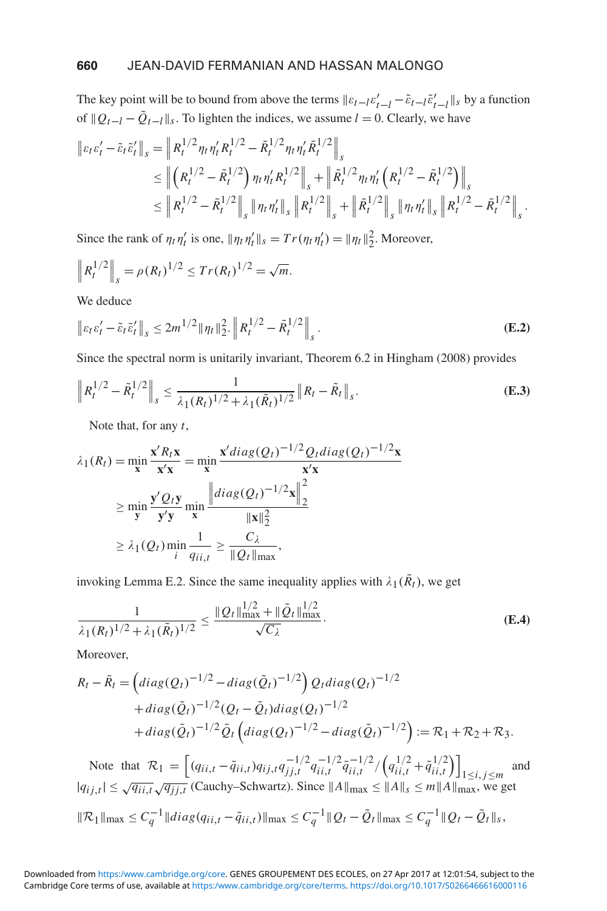The key point will be to bound from above the terms $\|\varepsilon_{t-l}\varepsilon'_{t-l} - \tilde{\varepsilon}_{t-l}\tilde{\varepsilon}'_{t-l}\|_s$ by a function of $\|Q_{t-l} - \tilde{Q}_{t-l}\|_s$. To lighten the indices, we assume $l = 0$. Clearly, we have

$$
\begin{aligned}
\left\|\varepsilon_t\varepsilon'_t - \tilde{\varepsilon}_t\tilde{\varepsilon}'_t\right\|_s &= \left\|R_t^{1/2}\eta_t\eta'_t R_t^{1/2} - \tilde{R}_t^{1/2}\eta_t\eta'_t\tilde{R}_t^{1/2}\right\|_s \\
&\leq \left\|\left(R_t^{1/2} - \tilde{R}_t^{1/2}\right)\eta_t\eta'_t R_t^{1/2}\right\|_s + \left\|\tilde{R}_t^{1/2}\eta_t\eta'_t\left(R_t^{1/2} - \tilde{R}_t^{1/2}\right)\right\|_s \\
&\leq \left\|R_t^{1/2} - \tilde{R}_t^{1/2}\right\|_s \|\eta_t\eta'_t\|_s \left\|R_t^{1/2}\right\|_s + \left\|\tilde{R}_t^{1/2}\right\|_s \|\eta_t\eta'_t\|_s \left\|R_t^{1/2} - \tilde{R}_t^{1/2}\right\|_s.
\end{aligned}
$$

Since the rank of $\eta_t\eta'_t$ is one, $\|\eta_t\eta'_t\|_s = Tr(\eta_t\eta'_t) = \|\eta_t\|_2^2$. Moreover,

$$
\left\|R_t^{1/2}\right\|_s = \rho(R_t)^{1/2} \leq Tr(R_t)^{1/2} = \sqrt{m}.
$$

We deduce

$$
\left\|\varepsilon_t\varepsilon'_t - \tilde{\varepsilon}_t\tilde{\varepsilon}'_t\right\|_s \leq 2m^{1/2}\|\eta_t\|_2^2 . \left\|R_t^{1/2} - \tilde{R}_t^{1/2}\right\|_s. \tag{E.2}
$$

Since the spectral norm is unitarily invariant, Theorem 6.2 in Hingham (2008) provides

$$
\left\|R_t^{1/2} - \tilde{R}_t^{1/2}\right\|_s \leq \frac{1}{\lambda_1(R_t)^{1/2} + \lambda_1(\tilde{R}_t)^{1/2}}\left\|R_t - \tilde{R}_t\right\|_s. \tag{E.3}
$$

Note that, for any $t$,

$$
\begin{aligned}
\lambda_1(R_t) &= \min_{\mathbf{x}} \frac{\mathbf{x}'R_t\mathbf{x}}{\mathbf{x}'\mathbf{x}} = \min_{\mathbf{x}} \frac{\mathbf{x}'diag(Q_t)^{-1/2}Q_t diag(Q_t)^{-1/2}\mathbf{x}}{\mathbf{x}'\mathbf{x}} \\
&\geq \min_{\mathbf{y}} \frac{\mathbf{y}'Q_t\mathbf{y}}{\mathbf{y}'\mathbf{y}} \min_{\mathbf{x}} \frac{\left\|diag(Q_t)^{-1/2}\mathbf{x}\right\|_2^2}{\|\mathbf{x}\|_2^2} \\
&\geq \lambda_1(Q_t)\min_i \frac{1}{q_{ii,t}} \geq \frac{C_\lambda}{\|Q_t\|_{\max}},
\end{aligned}
$$

invoking Lemma E.2. Since the same inequality applies with $\lambda_1(\tilde{R}_t)$, we get

$$
\frac{1}{\lambda_1(R_t)^{1/2} + \lambda_1(\tilde{R}_t)^{1/2}} \leq \frac{\|Q_t\|_{\max}^{1/2} + \|\tilde{Q}_t\|_{\max}^{1/2}}{\sqrt{C_\lambda}}. \tag{E.4}
$$

Moreover,

$$
\begin{aligned}
R_t - \tilde{R}_t &= \left(diag(Q_t)^{-1/2} - diag(\tilde{Q}_t)^{-1/2}\right)Q_t diag(Q_t)^{-1/2} \\
&\quad + diag(\tilde{Q}_t)^{-1/2}(Q_t - \tilde{Q}_t)diag(Q_t)^{-1/2} \\
&\quad + diag(\tilde{Q}_t)^{-1/2}\tilde{Q}_t\left(diag(Q_t)^{-1/2} - diag(\tilde{Q}_t)^{-1/2}\right) := \mathcal{R}_1 + \mathcal{R}_2 + \mathcal{R}_3.
\end{aligned}
$$

Note that $\mathcal{R}_1 = \left[(q_{ii,t} - \tilde{q}_{ii,t})q_{ij,t}q_{jj,t}^{-1/2}q_{ii,t}^{-1/2}\tilde{q}_{ii,t}^{-1/2}/\left(q_{ii,t}^{1/2} + \tilde{q}_{ii,t}^{1/2}\right)\right]_{1\leq i,j\leq m}$ and $|q_{ij,t}| \leq \sqrt{q_{ii,t}}\sqrt{q_{jj,t}}$ (Cauchy–Schwartz). Since $\|A\|_{\max} \leq \|A\|_s \leq m\|A\|_{\max}$, we get

$$
\|\mathcal{R}_1\|_{\max} \leq C_q^{-1}\|diag(q_{ii,t} - \tilde{q}_{ii,t})\|_{\max} \leq C_q^{-1}\|Q_t - \tilde{Q}_t\|_{\max} \leq C_q^{-1}\|Q_t - \tilde{Q}_t\|_s,
$$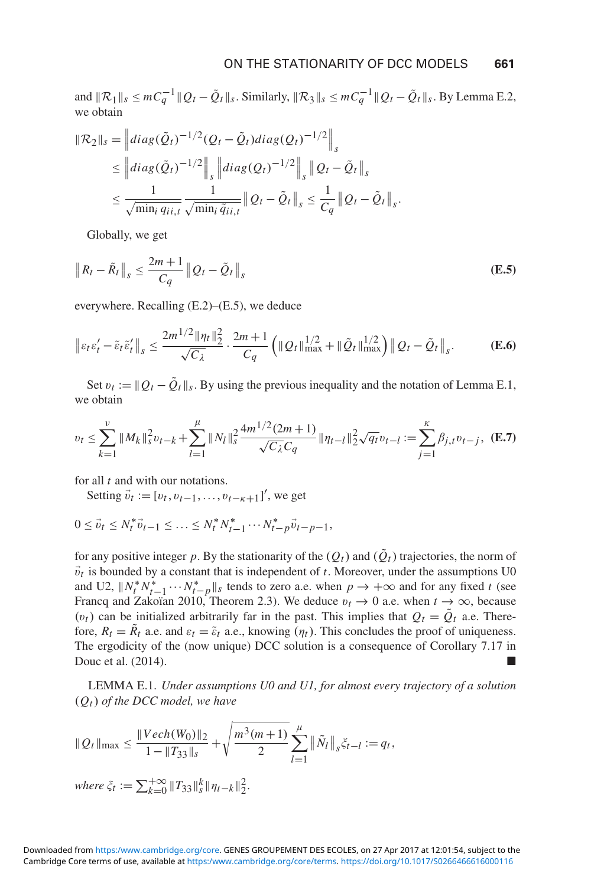and $\|\mathcal{R}_1\|_s \leq m C_q^{-1} \|Q_t - \tilde{Q}_t\|_s$. Similarly, $\|\mathcal{R}_3\|_s \leq m C_q^{-1} \|Q_t - \tilde{Q}_t\|_s$. By Lemma E.2, we obtain

$$
\begin{aligned}
\|\mathcal{R}_2\|_s &= \left\| diag(\tilde{Q}_t)^{-1/2} (Q_t - \tilde{Q}_t) diag(Q_t)^{-1/2} \right\|_s \\
&\leq \left\| diag(\tilde{Q}_t)^{-1/2} \right\|_s \left\| diag(Q_t)^{-1/2} \right\|_s \left\| Q_t - \tilde{Q}_t \right\|_s \\
&\leq \frac{1}{\sqrt{\min_i q_{ii,t}}} \frac{1}{\sqrt{\min_i \tilde{q}_{ii,t}}} \left\| Q_t - \tilde{Q}_t \right\|_s \leq \frac{1}{C_q} \left\| Q_t - \tilde{Q}_t \right\|_s .
\end{aligned}
$$

Globally, we get

$$
\left\| R_t - \tilde{R}_t \right\|_s \leq \frac{2m+1}{C_q} \left\| Q_t - \tilde{Q}_t \right\|_s \tag{E.5}
$$

everywhere. Recalling (E.2)–(E.5), we deduce

$$
\left\| \varepsilon_t \varepsilon_t' - \tilde{\varepsilon}_t \tilde{\varepsilon}_t' \right\|_s \leq \frac{2m^{1/2} \|\eta_t\|_2^2}{\sqrt{C_\lambda}} \cdot \frac{2m+1}{C_q} \left( \|Q_t\|_{\max}^{1/2} + \|\tilde{Q}_t\|_{\max}^{1/2} \right) \left\| Q_t - \tilde{Q}_t \right\|_s . \tag{E.6}
$$

Set $\upsilon_t := \|Q_t - \tilde{Q}_t\|_s$. By using the previous inequality and the notation of Lemma E.1, we obtain

$$
\upsilon_t \leq \sum_{k=1}^{\nu} \|M_k\|_s^2 \upsilon_{t-k} + \sum_{l=1}^{\mu} \|N_l\|_s^2 \frac{4m^{1/2}(2m+1)}{\sqrt{C_\lambda} C_q} \|\eta_{t-l}\|_2^2 \sqrt{q_t} \upsilon_{t-l} := \sum_{j=1}^{\kappa} \beta_{j,t} \upsilon_{t-j}, \tag{E.7}
$$

for all $t$ and with our notations.

Setting $\vec{\upsilon}_t := [\upsilon_t, \upsilon_{t-1}, \ldots, \upsilon_{t-\kappa+1}]'$, we get

$$
0 \leq \vec{\upsilon}_t \leq N_t^* \vec{\upsilon}_{t-1} \leq \ldots \leq N_t^* N_{t-1}^* \cdots N_{t-p}^* \vec{\upsilon}_{t-p-1},
$$

for any positive integer $p$. By the stationarity of the $(Q_t)$ and $(\tilde{Q}_t)$ trajectories, the norm of $\vec{\upsilon}_t$ is bounded by a constant that is independent of $t$. Moreover, under the assumptions U0 and U2, $\|N_t^* N_{t-1}^* \cdots N_{t-p}^*\|_s$ tends to zero a.e. when $p \to +\infty$ and for any fixed $t$ (see Francq and Zakoïan 2010, Theorem 2.3). We deduce $\upsilon_t \to 0$ a.e. when $t \to \infty$, because $(\upsilon_t)$ can be initialized arbitrarily far in the past. This implies that $Q_t = \tilde{Q}_t$ a.e. Therefore, $R_t = \tilde{R}_t$ a.e. and $\varepsilon_t = \tilde{\varepsilon}_t$ a.e., knowing $(\eta_t)$. This concludes the proof of uniqueness. The ergodicity of the (now unique) DCC solution is a consequence of Corollary 7.17 in Douc et al. (2014). ■

LEMMA E.1. *Under assumptions U0 and U1, for almost every trajectory of a solution $(Q_t)$ of the DCC model, we have*

$$
\|Q_t\|_{\max} \leq \frac{\|Vech(W_0)\|_2}{1 - \|T_{33}\|_s} + \sqrt{\frac{m^3(m+1)}{2}} \sum_{l=1}^{\mu} \left\| \tilde{N}_l \right\|_s \xi_{t-l} := q_t,
$$

*where* $\xi_t := \sum_{k=0}^{+\infty} \|T_{33}\|_s^k \|\eta_{t-k}\|_2^2$.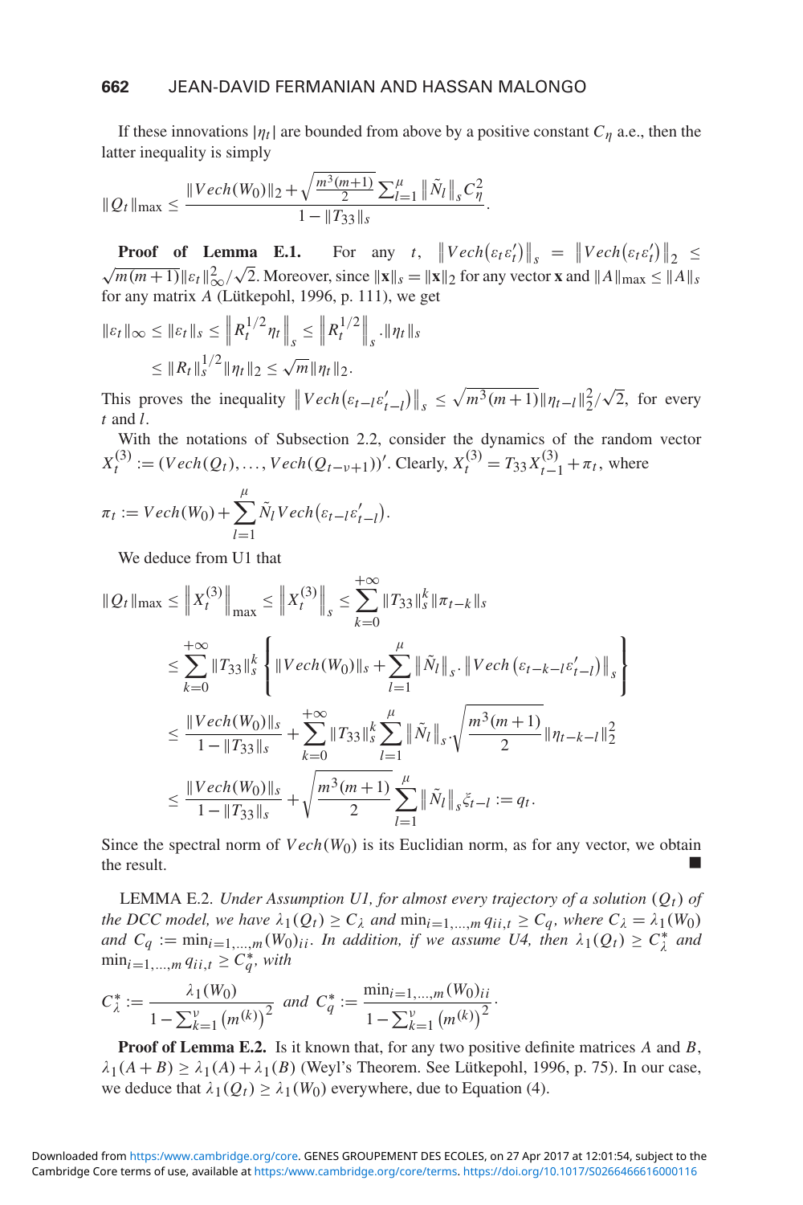If these innovations $|\eta_t|$ are bounded from above by a positive constant $C_\eta$ a.e., then the latter inequality is simply

$$\|Q_t\|_{\max} \le \frac{\|Vech(W_0)\|_2 + \sqrt{\frac{m^3(m+1)}{2}}\sum_{l=1}^{\mu}\left\|\tilde N_l\right\|_s C_\eta^2}{1-\|T_{33}\|_s}.$$

**Proof of Lemma E.1.** For any $t$, $\left\|Vech\big(\varepsilon_t\varepsilon_t'\big)\right\|_s = \left\|Vech\big(\varepsilon_t\varepsilon_t'\big)\right\|_2 \le \sqrt{m(m+1)}\|\varepsilon_t\|_\infty^2/\sqrt{2}$. Moreover, since $\|\mathbf{x}\|_s = \|\mathbf{x}\|_2$ for any vector $\mathbf{x}$ and $\|A\|_{\max} \le \|A\|_s$ for any matrix $A$ (Lütkepohl, 1996, p. 111), we get

$$\begin{aligned}
\|\varepsilon_t\|_\infty &\le \|\varepsilon_t\|_s \le \left\|R_t^{1/2}\eta_t\right\|_s \le \left\|R_t^{1/2}\right\|_s.\|\eta_t\|_s \\
&\le \|R_t\|_s^{1/2}\|\eta_t\|_2 \le \sqrt{m}\|\eta_t\|_2.
\end{aligned}$$

This proves the inequality $\left\|Vech\big(\varepsilon_{t-l}\varepsilon_{t-l}'\big)\right\|_s \le \sqrt{m^3(m+1)}\|\eta_{t-l}\|_2^2/\sqrt{2}$, for every $t$ and $l$.

With the notations of Subsection 2.2, consider the dynamics of the random vector $X_t^{(3)} := (Vech(Q_t),\ldots,Vech(Q_{t-\nu+1}))'$. Clearly, $X_t^{(3)} = T_{33}X_{t-1}^{(3)} + \pi_t$, where

$$\pi_t := Vech(W_0) + \sum_{l=1}^{\mu}\tilde N_l Vech\big(\varepsilon_{t-l}\varepsilon_{t-l}'\big).$$

We deduce from U1 that

$$\begin{aligned}
\|Q_t\|_{\max} &\le \left\|X_t^{(3)}\right\|_{\max} \le \left\|X_t^{(3)}\right\|_s \le \sum_{k=0}^{+\infty}\|T_{33}\|_s^k\|\pi_{t-k}\|_s \\
&\le \sum_{k=0}^{+\infty}\|T_{33}\|_s^k\left\{\|Vech(W_0)\|_s + \sum_{l=1}^{\mu}\left\|\tilde N_l\right\|_s.\left\|Vech\left(\varepsilon_{t-k-l}\varepsilon_{t-l}'\right)\right\|_s\right\} \\
&\le \frac{\|Vech(W_0)\|_s}{1-\|T_{33}\|_s} + \sum_{k=0}^{+\infty}\|T_{33}\|_s^k\sum_{l=1}^{\mu}\left\|\tilde N_l\right\|_s.\sqrt{\frac{m^3(m+1)}{2}}\|\eta_{t-k-l}\|_2^2 \\
&\le \frac{\|Vech(W_0)\|_s}{1-\|T_{33}\|_s} + \sqrt{\frac{m^3(m+1)}{2}}\sum_{l=1}^{\mu}\left\|\tilde N_l\right\|_s\xi_{t-l} := q_t.
\end{aligned}$$

Since the spectral norm of $Vech(W_0)$ is its Euclidian norm, as for any vector, we obtain the result. ∎

LEMMA E.2. *Under Assumption U1, for almost every trajectory of a solution* $(Q_t)$ *of the DCC model, we have* $\lambda_1(Q_t) \ge C_\lambda$ *and* $\min_{i=1,\ldots,m} q_{ii,t} \ge C_q$*, where* $C_\lambda = \lambda_1(W_0)$ *and* $C_q := \min_{i=1,\ldots,m}(W_0)_{ii}$*. In addition, if we assume U4, then* $\lambda_1(Q_t) \ge C_\lambda^*$ *and* $\min_{i=1,\ldots,m} q_{ii,t} \ge C_q^*$*, with*

$$C_\lambda^* := \frac{\lambda_1(W_0)}{1-\sum_{k=1}^{\nu}\left(m^{(k)}\right)^2} \text{ and } C_q^* := \frac{\min_{i=1,\ldots,m}(W_0)_{ii}}{1-\sum_{k=1}^{\nu}\left(m^{(k)}\right)^2}.$$

**Proof of Lemma E.2.** Is it known that, for any two positive definite matrices $A$ and $B$, $\lambda_1(A+B) \ge \lambda_1(A) + \lambda_1(B)$ (Weyl's Theorem. See Lütkepohl, 1996, p. 75). In our case, we deduce that $\lambda_1(Q_t) \ge \lambda_1(W_0)$ everywhere, due to Equation (4).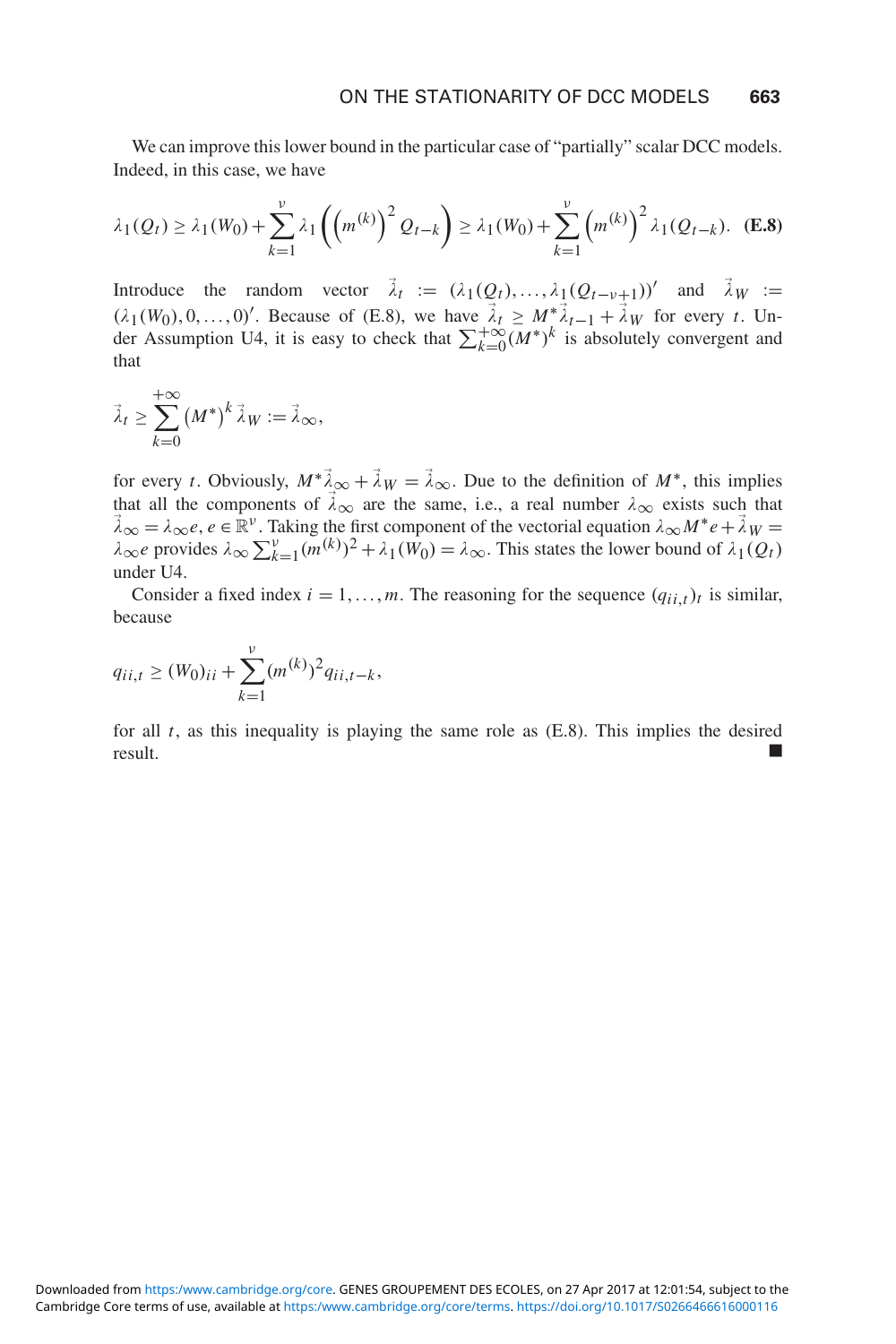We can improve this lower bound in the particular case of "partially" scalar DCC models. Indeed, in this case, we have

$$\lambda_1(Q_t) \geq \lambda_1(W_0) + \sum_{k=1}^{\nu} \lambda_1\left(\left(m^{(k)}\right)^2 Q_{t-k}\right) \geq \lambda_1(W_0) + \sum_{k=1}^{\nu} \left(m^{(k)}\right)^2 \lambda_1(Q_{t-k}). \quad \textbf{(E.8)}$$

Introduce the random vector $\vec{\lambda}_t := (\lambda_1(Q_t), \ldots, \lambda_1(Q_{t-\nu+1}))'$ and $\vec{\lambda}_W := (\lambda_1(W_0), 0, \ldots, 0)'$. Because of (E.8), we have $\vec{\lambda}_t \geq M^* \vec{\lambda}_{t-1} + \vec{\lambda}_W$ for every $t$. Under Assumption U4, it is easy to check that $\sum_{k=0}^{+\infty}(M^*)^k$ is absolutely convergent and that

$$\vec{\lambda}_t \geq \sum_{k=0}^{+\infty} (M^*)^k \vec{\lambda}_W := \vec{\lambda}_\infty,$$

for every $t$. Obviously, $M^* \vec{\lambda}_\infty + \vec{\lambda}_W = \vec{\lambda}_\infty$. Due to the definition of $M^*$, this implies that all the components of $\vec{\lambda}_\infty$ are the same, i.e., a real number $\lambda_\infty$ exists such that $\vec{\lambda}_\infty = \lambda_\infty e$, $e \in \mathbb{R}^\nu$. Taking the first component of the vectorial equation $\lambda_\infty M^* e + \vec{\lambda}_W = \lambda_\infty e$ provides $\lambda_\infty \sum_{k=1}^{\nu} (m^{(k)})^2 + \lambda_1(W_0) = \lambda_\infty$. This states the lower bound of $\lambda_1(Q_t)$ under U4.

Consider a fixed index $i = 1, \ldots, m$. The reasoning for the sequence $(q_{ii,t})_t$ is similar, because

$$q_{ii,t} \geq (W_0)_{ii} + \sum_{k=1}^{\nu} (m^{(k)})^2 q_{ii,t-k},$$

for all $t$, as this inequality is playing the same role as (E.8). This implies the desired result. ■